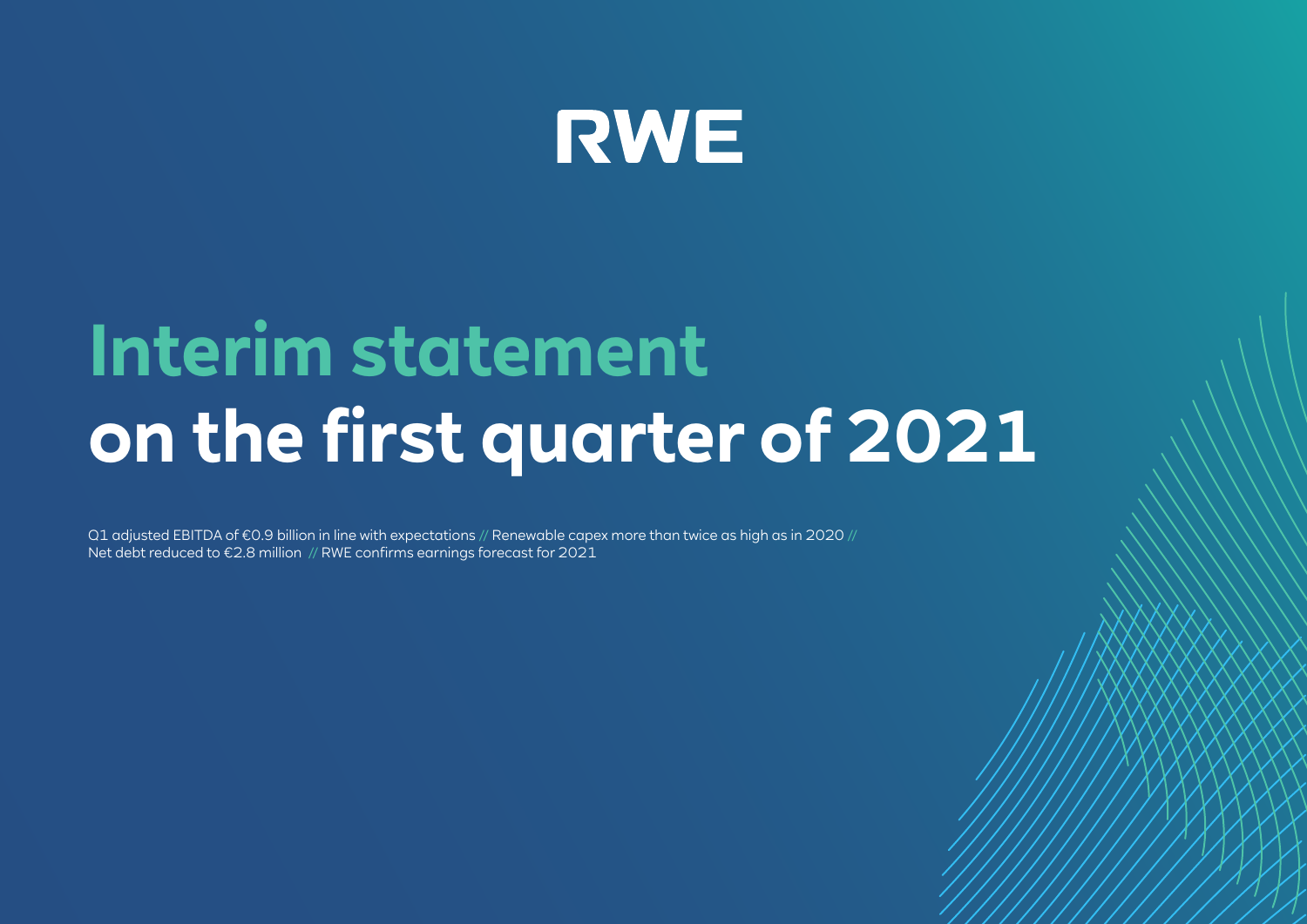RWE

# Interim statement on the first quarter of 2021

Q1 adjusted EBITDA of €0.9 billion in line with expectations // Renewable capex more than twice as high as in 2020 // Net debt reduced to €2.8 million // RWE confirms earnings forecast for 2021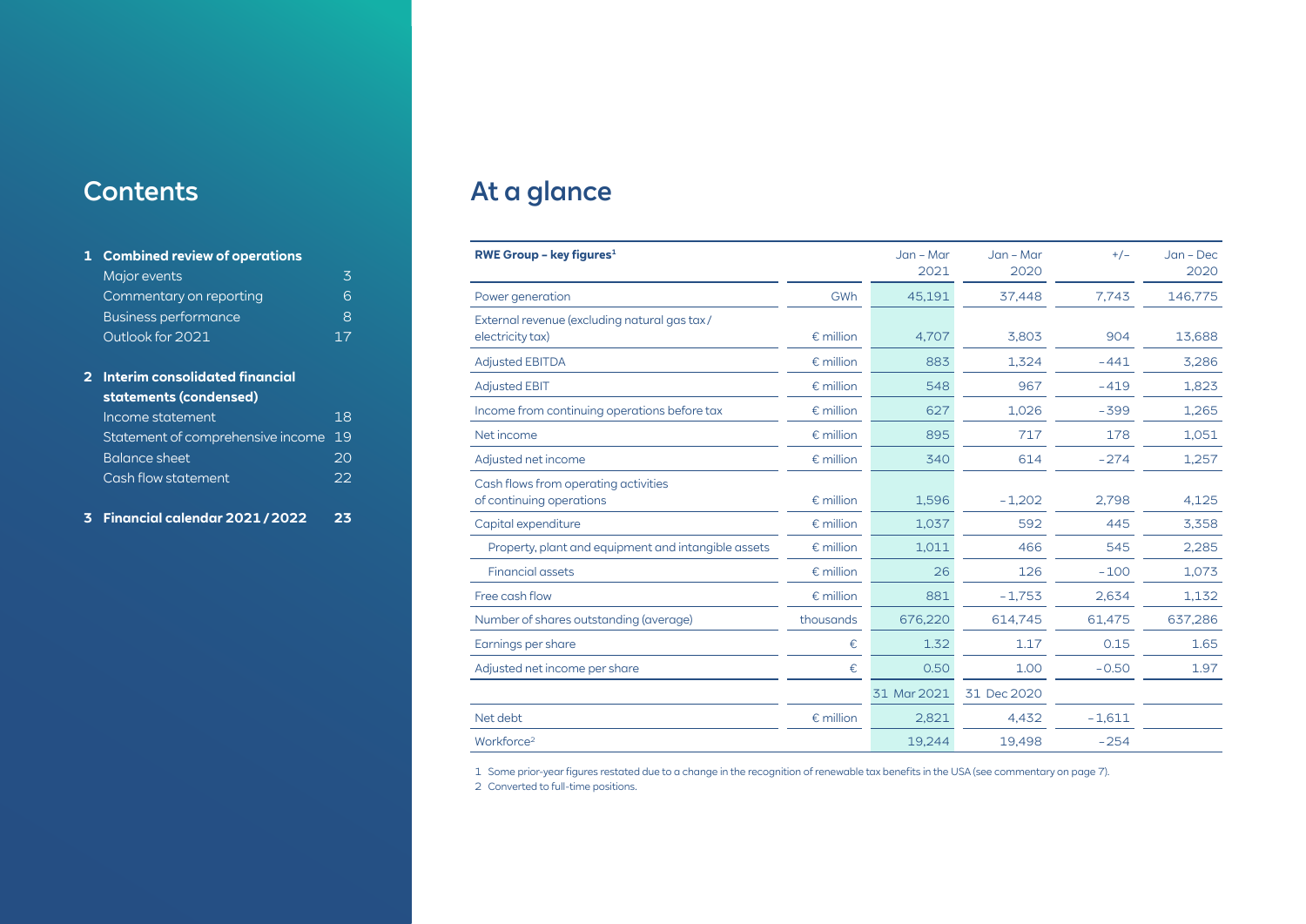## Contents

**1 Combined review of operations**
- Major events 3
- Commentary on reporting 6
- Business performance 8
- Outlook for 2021 17

**2 Interim consolidated financial statements (condensed)**
- Income statement 18
- Statement of comprehensive income 19
- Balance sheet 20
- Cash flow statement 22

**3 Financial calendar 2021 / 2022 23**

# At a glance

| RWE Group – key figures[1] | | Jan – Mar 2021 | Jan – Mar 2020 | +/– | Jan – Dec 2020 |
|---|---|---|---|---|---|
| Power generation | GWh | 45,191 | 37,448 | 7,743 | 146,775 |
| External revenue (excluding natural gas tax / electricity tax) | € million | 4,707 | 3,803 | 904 | 13,688 |
| Adjusted EBITDA | € million | 883 | 1,324 | -441 | 3,286 |
| Adjusted EBIT | € million | 548 | 967 | -419 | 1,823 |
| Income from continuing operations before tax | € million | 627 | 1,026 | -399 | 1,265 |
| Net income | € million | 895 | 717 | 178 | 1,051 |
| Adjusted net income | € million | 340 | 614 | -274 | 1,257 |
| Cash flows from operating activities of continuing operations | € million | 1,596 | -1,202 | 2,798 | 4,125 |
| Capital expenditure | € million | 1,037 | 592 | 445 | 3,358 |
| Property, plant and equipment and intangible assets | € million | 1,011 | 466 | 545 | 2,285 |
| Financial assets | € million | 26 | 126 | -100 | 1,073 |
| Free cash flow | € million | 881 | -1,753 | 2,634 | 1,132 |
| Number of shares outstanding (average) | thousands | 676,220 | 614,745 | 61,475 | 637,286 |
| Earnings per share | € | 1.32 | 1.17 | 0.15 | 1.65 |
| Adjusted net income per share | € | 0.50 | 1.00 | -0.50 | 1.97 |
| | | 31 Mar 2021 | 31 Dec 2020 | | |
| Net debt | € million | 2,821 | 4,432 | -1,611 | |
| Workforce[2] | | 19,244 | 19,498 | -254 | |

1 Some prior-year figures restated due to a change in the recognition of renewable tax benefits in the USA (see commentary on page 7).

2 Converted to full-time positions.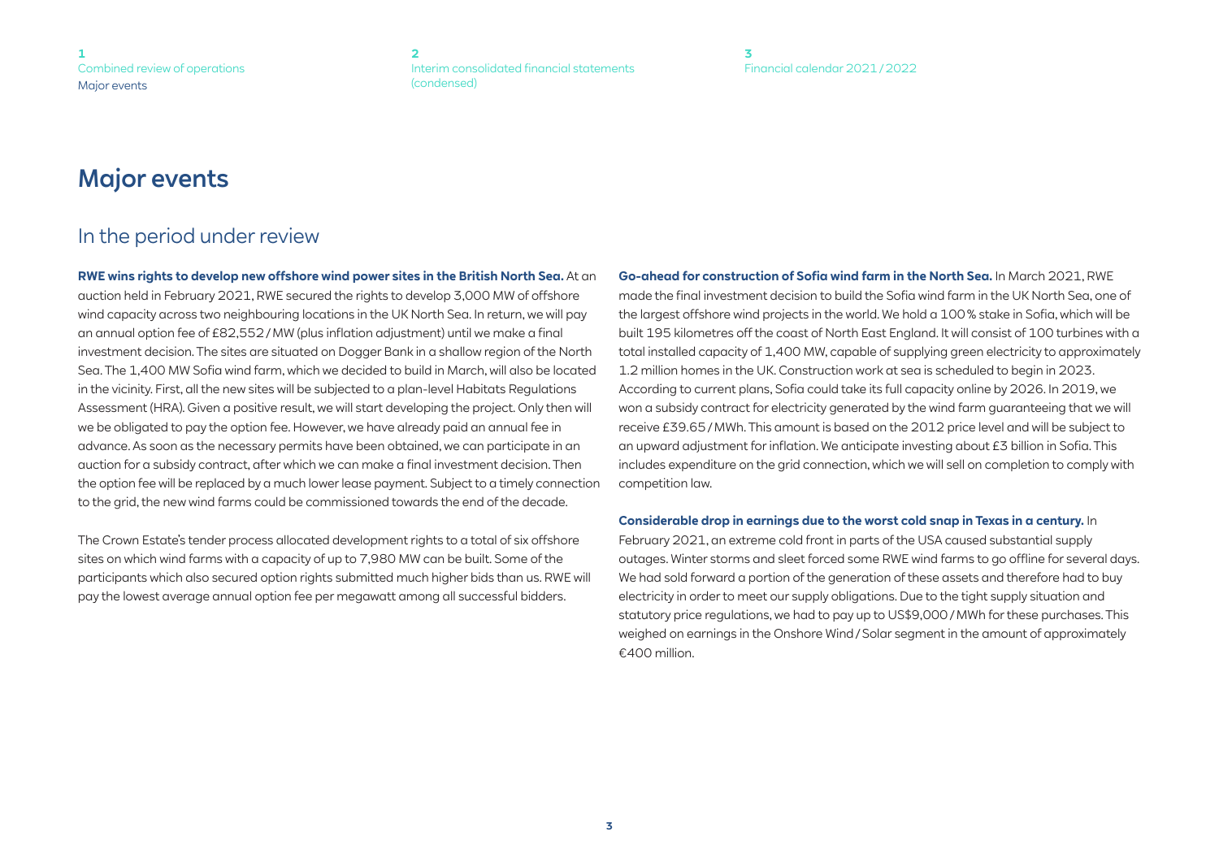# Major events

## In the period under review

**RWE wins rights to develop new offshore wind power sites in the British North Sea.** At an auction held in February 2021, RWE secured the rights to develop 3,000 MW of offshore wind capacity across two neighbouring locations in the UK North Sea. In return, we will pay an annual option fee of £82,552 / MW (plus inflation adjustment) until we make a final investment decision. The sites are situated on Dogger Bank in a shallow region of the North Sea. The 1,400 MW Sofia wind farm, which we decided to build in March, will also be located in the vicinity. First, all the new sites will be subjected to a plan-level Habitats Regulations Assessment (HRA). Given a positive result, we will start developing the project. Only then will we be obligated to pay the option fee. However, we have already paid an annual fee in advance. As soon as the necessary permits have been obtained, we can participate in an auction for a subsidy contract, after which we can make a final investment decision. Then the option fee will be replaced by a much lower lease payment. Subject to a timely connection to the grid, the new wind farms could be commissioned towards the end of the decade.

The Crown Estate's tender process allocated development rights to a total of six offshore sites on which wind farms with a capacity of up to 7,980 MW can be built. Some of the participants which also secured option rights submitted much higher bids than us. RWE will pay the lowest average annual option fee per megawatt among all successful bidders.

**Go-ahead for construction of Sofia wind farm in the North Sea.** In March 2021, RWE made the final investment decision to build the Sofia wind farm in the UK North Sea, one of the largest offshore wind projects in the world. We hold a 100 % stake in Sofia, which will be built 195 kilometres off the coast of North East England. It will consist of 100 turbines with a total installed capacity of 1,400 MW, capable of supplying green electricity to approximately 1.2 million homes in the UK. Construction work at sea is scheduled to begin in 2023. According to current plans, Sofia could take its full capacity online by 2026. In 2019, we won a subsidy contract for electricity generated by the wind farm guaranteeing that we will receive £39.65 / MWh. This amount is based on the 2012 price level and will be subject to an upward adjustment for inflation. We anticipate investing about £3 billion in Sofia. This includes expenditure on the grid connection, which we will sell on completion to comply with competition law.

**Considerable drop in earnings due to the worst cold snap in Texas in a century.** In February 2021, an extreme cold front in parts of the USA caused substantial supply outages. Winter storms and sleet forced some RWE wind farms to go offline for several days. We had sold forward a portion of the generation of these assets and therefore had to buy electricity in order to meet our supply obligations. Due to the tight supply situation and statutory price regulations, we had to pay up to US$9,000 / MWh for these purchases. This weighed on earnings in the Onshore Wind / Solar segment in the amount of approximately €400 million.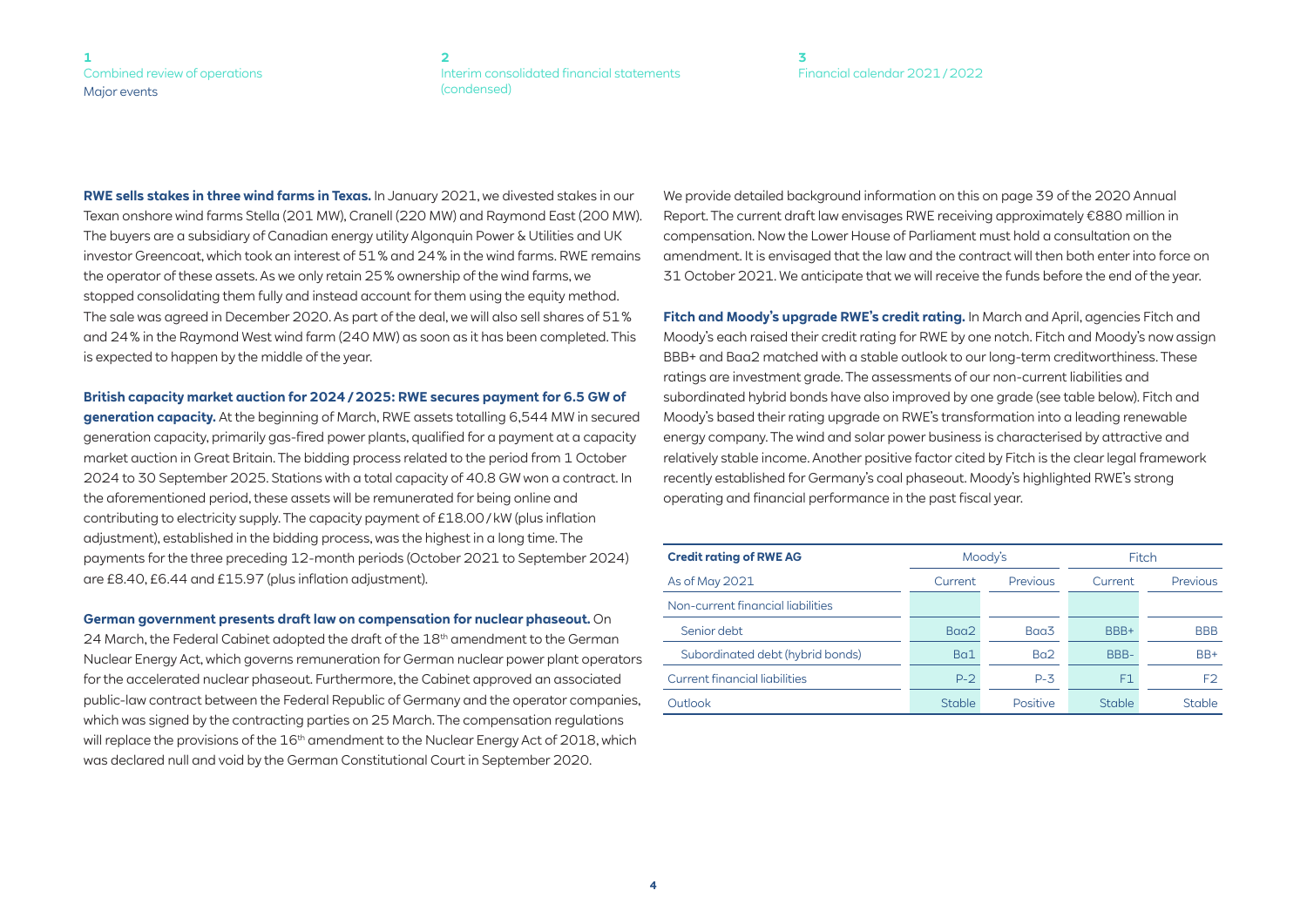**RWE sells stakes in three wind farms in Texas.** In January 2021, we divested stakes in our Texan onshore wind farms Stella (201 MW), Cranell (220 MW) and Raymond East (200 MW). The buyers are a subsidiary of Canadian energy utility Algonquin Power & Utilities and UK investor Greencoat, which took an interest of 51 % and 24 % in the wind farms. RWE remains the operator of these assets. As we only retain 25 % ownership of the wind farms, we stopped consolidating them fully and instead account for them using the equity method. The sale was agreed in December 2020. As part of the deal, we will also sell shares of 51 % and 24 % in the Raymond West wind farm (240 MW) as soon as it has been completed. This is expected to happen by the middle of the year.

**British capacity market auction for 2024 / 2025: RWE secures payment for 6.5 GW of generation capacity.** At the beginning of March, RWE assets totalling 6,544 MW in secured generation capacity, primarily gas-fired power plants, qualified for a payment at a capacity market auction in Great Britain. The bidding process related to the period from 1 October 2024 to 30 September 2025. Stations with a total capacity of 40.8 GW won a contract. In the aforementioned period, these assets will be remunerated for being online and contributing to electricity supply. The capacity payment of £18.00 / kW (plus inflation adjustment), established in the bidding process, was the highest in a long time. The payments for the three preceding 12-month periods (October 2021 to September 2024) are £8.40, £6.44 and £15.97 (plus inflation adjustment).

**German government presents draft law on compensation for nuclear phaseout.** On 24 March, the Federal Cabinet adopted the draft of the 18th amendment to the German Nuclear Energy Act, which governs remuneration for German nuclear power plant operators for the accelerated nuclear phaseout. Furthermore, the Cabinet approved an associated public-law contract between the Federal Republic of Germany and the operator companies, which was signed by the contracting parties on 25 March. The compensation regulations will replace the provisions of the 16th amendment to the Nuclear Energy Act of 2018, which was declared null and void by the German Constitutional Court in September 2020. We provide detailed background information on this on page 39 of the 2020 Annual Report. The current draft law envisages RWE receiving approximately €880 million in compensation. Now the Lower House of Parliament must hold a consultation on the amendment. It is envisaged that the law and the contract will then both enter into force on 31 October 2021. We anticipate that we will receive the funds before the end of the year.

**Fitch and Moody's upgrade RWE's credit rating.** In March and April, agencies Fitch and Moody's each raised their credit rating for RWE by one notch. Fitch and Moody's now assign BBB+ and Baa2 matched with a stable outlook to our long-term creditworthiness. These ratings are investment grade. The assessments of our non-current liabilities and subordinated hybrid bonds have also improved by one grade (see table below). Fitch and Moody's based their rating upgrade on RWE's transformation into a leading renewable energy company. The wind and solar power business is characterised by attractive and relatively stable income. Another positive factor cited by Fitch is the clear legal framework recently established for Germany's coal phaseout. Moody's highlighted RWE's strong operating and financial performance in the past fiscal year.

| Credit rating of RWE AG | Moody's | | Fitch | |
|---|---|---|---|---|
| As of May 2021 | Current | Previous | Current | Previous |
| Non-current financial liabilities | | | | |
| Senior debt | Baa2 | Baa3 | BBB+ | BBB |
| Subordinated debt (hybrid bonds) | Ba1 | Ba2 | BBB- | BB+ |
| Current financial liabilities | P-2 | P-3 | F1 | F2 |
| Outlook | Stable | Positive | Stable | Stable |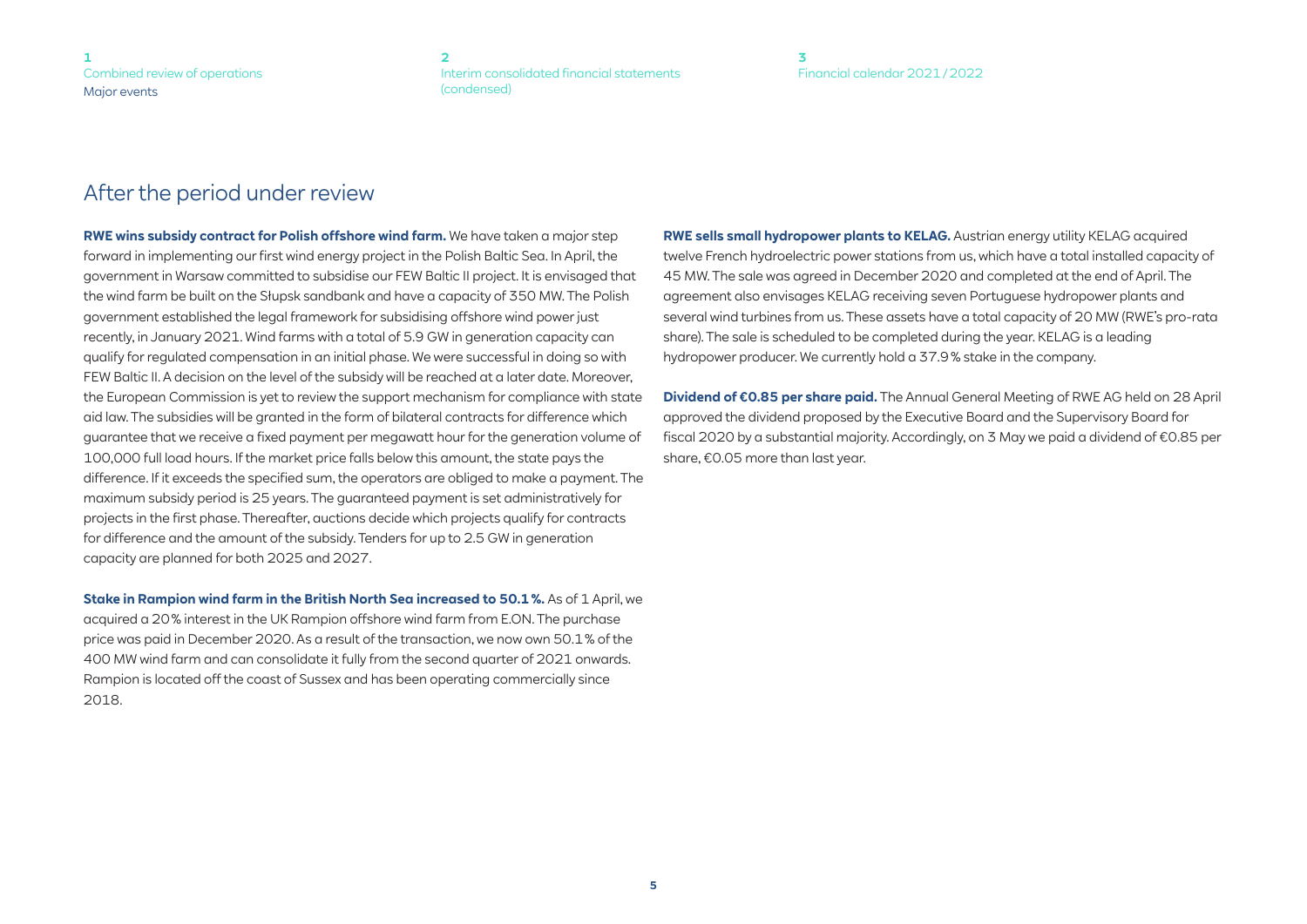## After the period under review

**RWE wins subsidy contract for Polish offshore wind farm.** We have taken a major step forward in implementing our first wind energy project in the Polish Baltic Sea. In April, the government in Warsaw committed to subsidise our FEW Baltic II project. It is envisaged that the wind farm be built on the Słupsk sandbank and have a capacity of 350 MW. The Polish government established the legal framework for subsidising offshore wind power just recently, in January 2021. Wind farms with a total of 5.9 GW in generation capacity can qualify for regulated compensation in an initial phase. We were successful in doing so with FEW Baltic II. A decision on the level of the subsidy will be reached at a later date. Moreover, the European Commission is yet to review the support mechanism for compliance with state aid law. The subsidies will be granted in the form of bilateral contracts for difference which guarantee that we receive a fixed payment per megawatt hour for the generation volume of 100,000 full load hours. If the market price falls below this amount, the state pays the difference. If it exceeds the specified sum, the operators are obliged to make a payment. The maximum subsidy period is 25 years. The guaranteed payment is set administratively for projects in the first phase. Thereafter, auctions decide which projects qualify for contracts for difference and the amount of the subsidy. Tenders for up to 2.5 GW in generation capacity are planned for both 2025 and 2027.

**Stake in Rampion wind farm in the British North Sea increased to 50.1 %.** As of 1 April, we acquired a 20 % interest in the UK Rampion offshore wind farm from E.ON. The purchase price was paid in December 2020. As a result of the transaction, we now own 50.1 % of the 400 MW wind farm and can consolidate it fully from the second quarter of 2021 onwards. Rampion is located off the coast of Sussex and has been operating commercially since 2018.

**RWE sells small hydropower plants to KELAG.** Austrian energy utility KELAG acquired twelve French hydroelectric power stations from us, which have a total installed capacity of 45 MW. The sale was agreed in December 2020 and completed at the end of April. The agreement also envisages KELAG receiving seven Portuguese hydropower plants and several wind turbines from us. These assets have a total capacity of 20 MW (RWE's pro-rata share). The sale is scheduled to be completed during the year. KELAG is a leading hydropower producer. We currently hold a 37.9 % stake in the company.

**Dividend of €0.85 per share paid.** The Annual General Meeting of RWE AG held on 28 April approved the dividend proposed by the Executive Board and the Supervisory Board for fiscal 2020 by a substantial majority. Accordingly, on 3 May we paid a dividend of €0.85 per share, €0.05 more than last year.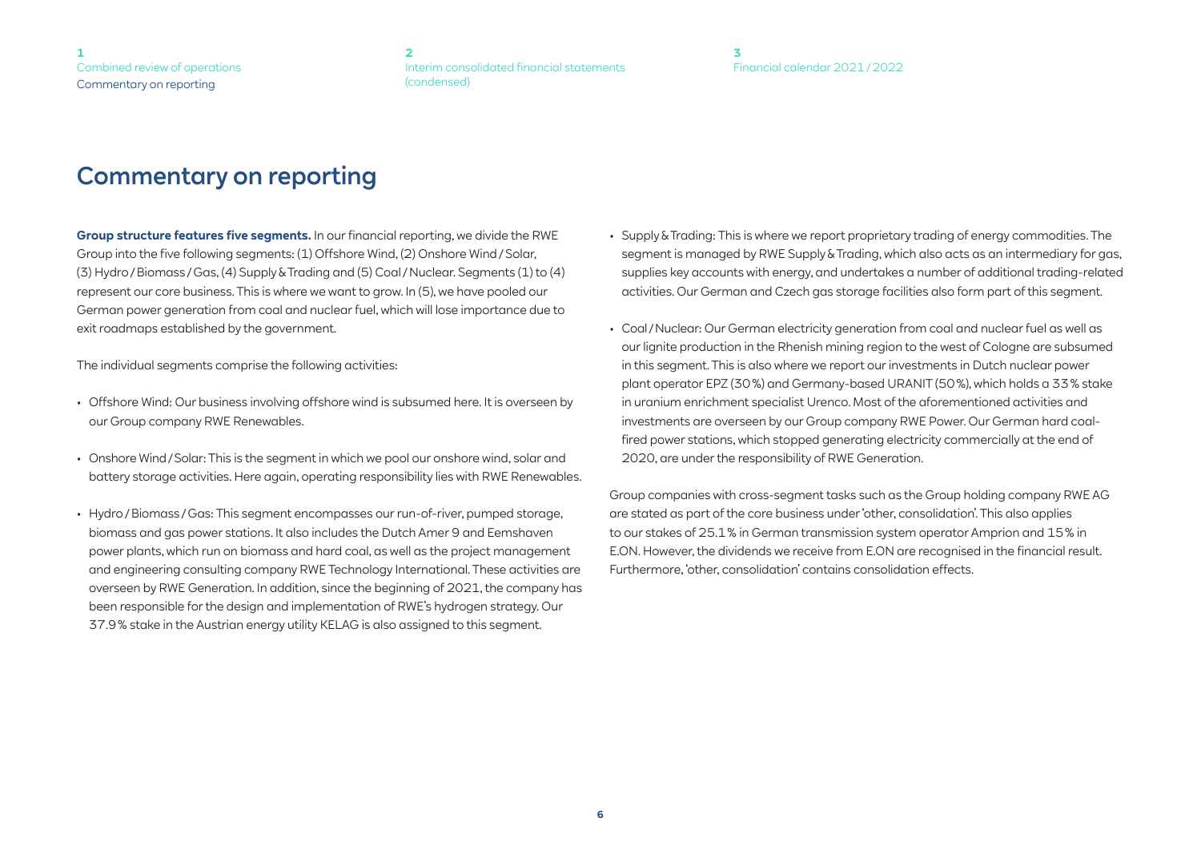# Commentary on reporting

**Group structure features five segments.** In our financial reporting, we divide the RWE Group into the five following segments: (1) Offshore Wind, (2) Onshore Wind / Solar, (3) Hydro / Biomass / Gas, (4) Supply & Trading and (5) Coal / Nuclear. Segments (1) to (4) represent our core business. This is where we want to grow. In (5), we have pooled our German power generation from coal and nuclear fuel, which will lose importance due to exit roadmaps established by the government.

The individual segments comprise the following activities:

- Offshore Wind: Our business involving offshore wind is subsumed here. It is overseen by our Group company RWE Renewables.
- Onshore Wind / Solar: This is the segment in which we pool our onshore wind, solar and battery storage activities. Here again, operating responsibility lies with RWE Renewables.
- Hydro / Biomass / Gas: This segment encompasses our run-of-river, pumped storage, biomass and gas power stations. It also includes the Dutch Amer 9 and Eemshaven power plants, which run on biomass and hard coal, as well as the project management and engineering consulting company RWE Technology International. These activities are overseen by RWE Generation. In addition, since the beginning of 2021, the company has been responsible for the design and implementation of RWE's hydrogen strategy. Our 37.9 % stake in the Austrian energy utility KELAG is also assigned to this segment.
- Supply & Trading: This is where we report proprietary trading of energy commodities. The segment is managed by RWE Supply & Trading, which also acts as an intermediary for gas, supplies key accounts with energy, and undertakes a number of additional trading-related activities. Our German and Czech gas storage facilities also form part of this segment.
- Coal / Nuclear: Our German electricity generation from coal and nuclear fuel as well as our lignite production in the Rhenish mining region to the west of Cologne are subsumed in this segment. This is also where we report our investments in Dutch nuclear power plant operator EPZ (30 %) and Germany-based URANIT (50 %), which holds a 33 % stake in uranium enrichment specialist Urenco. Most of the aforementioned activities and investments are overseen by our Group company RWE Power. Our German hard coal-fired power stations, which stopped generating electricity commercially at the end of 2020, are under the responsibility of RWE Generation.

Group companies with cross-segment tasks such as the Group holding company RWE AG are stated as part of the core business under 'other, consolidation'. This also applies to our stakes of 25.1 % in German transmission system operator Amprion and 15 % in E.ON. However, the dividends we receive from E.ON are recognised in the financial result. Furthermore, 'other, consolidation' contains consolidation effects.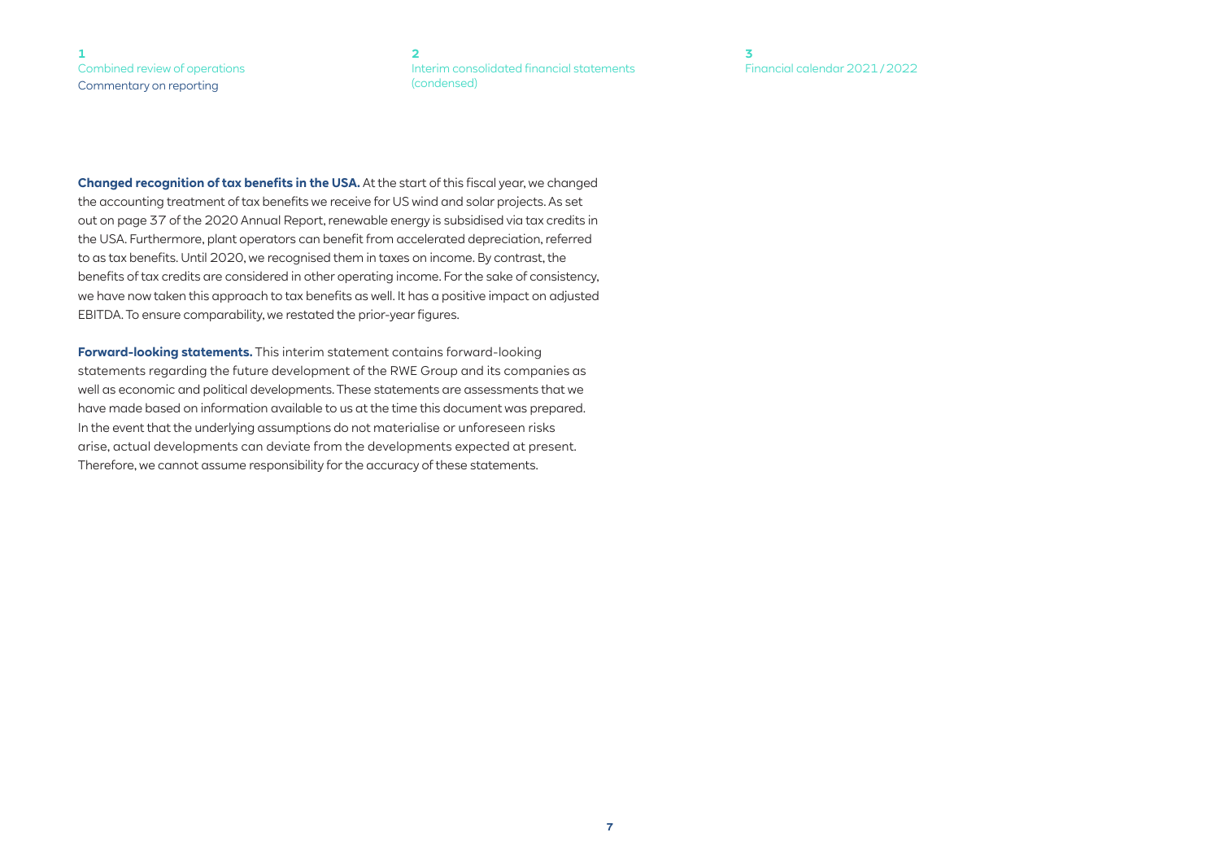**Changed recognition of tax benefits in the USA.** At the start of this fiscal year, we changed the accounting treatment of tax benefits we receive for US wind and solar projects. As set out on page 37 of the 2020 Annual Report, renewable energy is subsidised via tax credits in the USA. Furthermore, plant operators can benefit from accelerated depreciation, referred to as tax benefits. Until 2020, we recognised them in taxes on income. By contrast, the benefits of tax credits are considered in other operating income. For the sake of consistency, we have now taken this approach to tax benefits as well. It has a positive impact on adjusted EBITDA. To ensure comparability, we restated the prior-year figures.

**Forward-looking statements.** This interim statement contains forward-looking statements regarding the future development of the RWE Group and its companies as well as economic and political developments. These statements are assessments that we have made based on information available to us at the time this document was prepared. In the event that the underlying assumptions do not materialise or unforeseen risks arise, actual developments can deviate from the developments expected at present. Therefore, we cannot assume responsibility for the accuracy of these statements.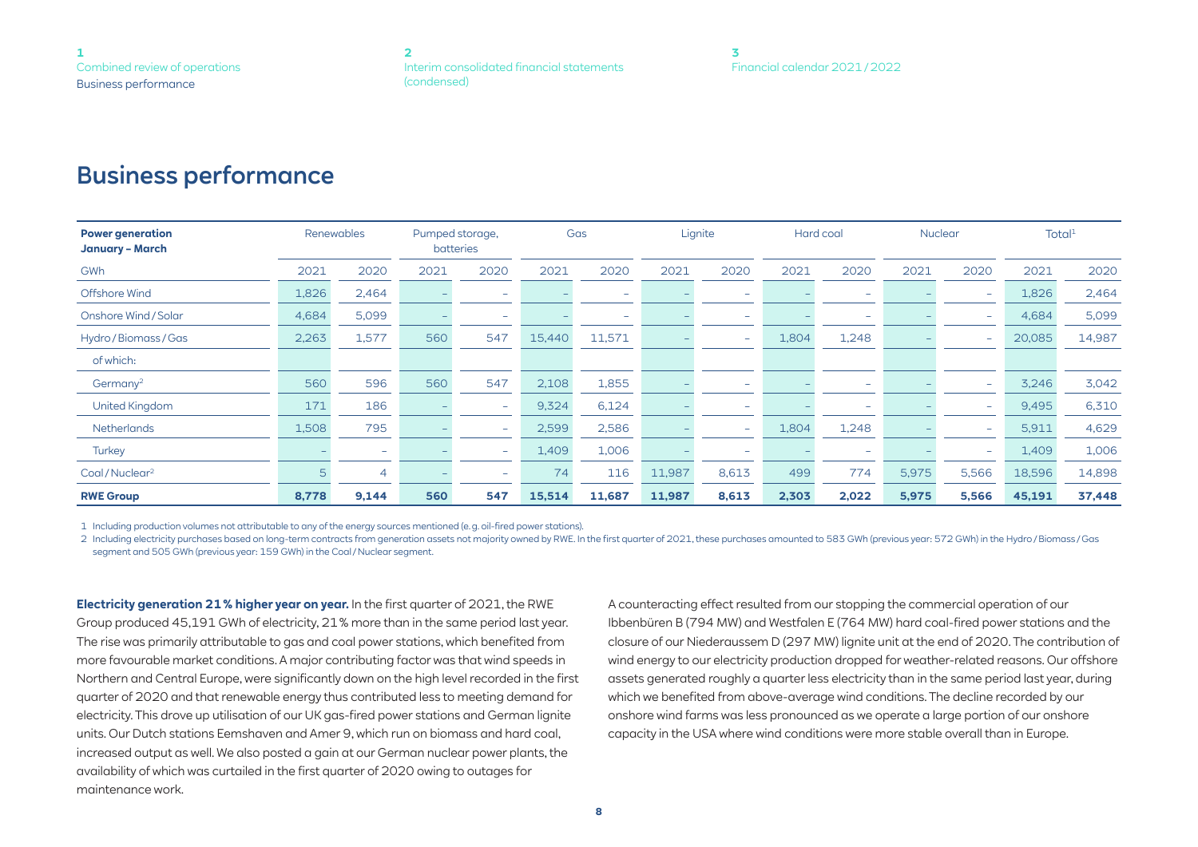# Business performance

| Power generation January – March | Renewables | | Pumped storage, batteries | | Gas | | Lignite | | Hard coal | | Nuclear | | Total[1] | |
|---|---|---|---|---|---|---|---|---|---|---|---|---|---|---|
| GWh | 2021 | 2020 | 2021 | 2020 | 2021 | 2020 | 2021 | 2020 | 2021 | 2020 | 2021 | 2020 | 2021 | 2020 |
| Offshore Wind | 1,826 | 2,464 | – | – | – | – | – | – | – | – | – | – | 1,826 | 2,464 |
| Onshore Wind / Solar | 4,684 | 5,099 | – | – | – | – | – | – | – | – | – | – | 4,684 | 5,099 |
| Hydro / Biomass / Gas | 2,263 | 1,577 | 560 | 547 | 15,440 | 11,571 | – | – | 1,804 | 1,248 | – | – | 20,085 | 14,987 |
| of which: | | | | | | | | | | | | | | |
| Germany[2] | 560 | 596 | 560 | 547 | 2,108 | 1,855 | – | – | – | – | – | – | 3,246 | 3,042 |
| United Kingdom | 171 | 186 | – | – | 9,324 | 6,124 | – | – | – | – | – | – | 9,495 | 6,310 |
| Netherlands | 1,508 | 795 | – | – | 2,599 | 2,586 | – | – | 1,804 | 1,248 | – | – | 5,911 | 4,629 |
| Turkey | – | – | – | – | 1,409 | 1,006 | – | – | – | – | – | – | 1,409 | 1,006 |
| Coal / Nuclear[2] | 5 | 4 | – | – | 74 | 116 | 11,987 | 8,613 | 499 | 774 | 5,975 | 5,566 | 18,596 | 14,898 |
| **RWE Group** | **8,778** | **9,144** | **560** | **547** | **15,514** | **11,687** | **11,987** | **8,613** | **2,303** | **2,022** | **5,975** | **5,566** | **45,191** | **37,448** |

1 Including production volumes not attributable to any of the energy sources mentioned (e.g. oil-fired power stations).

2 Including electricity purchases based on long-term contracts from generation assets not majority owned by RWE. In the first quarter of 2021, these purchases amounted to 583 GWh (previous year: 572 GWh) in the Hydro / Biomass / Gas segment and 505 GWh (previous year: 159 GWh) in the Coal / Nuclear segment.

**Electricity generation 21 % higher year on year.** In the first quarter of 2021, the RWE Group produced 45,191 GWh of electricity, 21 % more than in the same period last year. The rise was primarily attributable to gas and coal power stations, which benefited from more favourable market conditions. A major contributing factor was that wind speeds in Northern and Central Europe, were significantly down on the high level recorded in the first quarter of 2020 and that renewable energy thus contributed less to meeting demand for electricity. This drove up utilisation of our UK gas-fired power stations and German lignite units. Our Dutch stations Eemshaven and Amer 9, which run on biomass and hard coal, increased output as well. We also posted a gain at our German nuclear power plants, the availability of which was curtailed in the first quarter of 2020 owing to outages for maintenance work.

A counteracting effect resulted from our stopping the commercial operation of our Ibbenbüren B (794 MW) and Westfalen E (764 MW) hard coal-fired power stations and the closure of our Niederaussem D (297 MW) lignite unit at the end of 2020. The contribution of wind energy to our electricity production dropped for weather-related reasons. Our offshore assets generated roughly a quarter less electricity than in the same period last year, during which we benefited from above-average wind conditions. The decline recorded by our onshore wind farms was less pronounced as we operate a large portion of our onshore capacity in the USA where wind conditions were more stable overall than in Europe.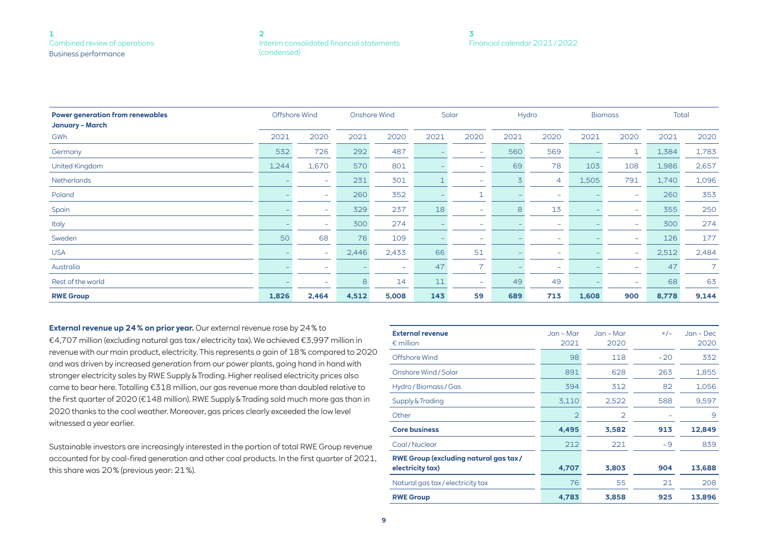| Power generation from renewables January – March | Offshore Wind | | Onshore Wind | | Solar | | Hydro | | Biomass | | Total | |
|---|---|---|---|---|---|---|---|---|---|---|---|---|
| GWh | 2021 | 2020 | 2021 | 2020 | 2021 | 2020 | 2021 | 2020 | 2021 | 2020 | 2021 | 2020 |
| Germany | 532 | 726 | 292 | 487 | – | – | 560 | 569 | – | 1 | 1,384 | 1,783 |
| United Kingdom | 1,244 | 1,670 | 570 | 801 | – | – | 69 | 78 | 103 | 108 | 1,986 | 2,657 |
| Netherlands | – | – | 231 | 301 | 1 | – | 3 | 4 | 1,505 | 791 | 1,740 | 1,096 |
| Poland | – | – | 260 | 352 | – | 1 | – | – | – | – | 260 | 353 |
| Spain | – | – | 329 | 237 | 18 | – | 8 | 13 | – | – | 355 | 250 |
| Italy | – | – | 300 | 274 | – | – | – | – | – | – | 300 | 274 |
| Sweden | 50 | 68 | 76 | 109 | – | – | – | – | – | – | 126 | 177 |
| USA | – | – | 2,446 | 2,433 | 66 | 51 | – | – | – | – | 2,512 | 2,484 |
| Australia | – | – | – | – | 47 | 7 | – | – | – | – | 47 | 7 |
| Rest of the world | – | – | 8 | 14 | 11 | – | 49 | 49 | – | – | 68 | 63 |
| **RWE Group** | **1,826** | **2,464** | **4,512** | **5,008** | **143** | **59** | **689** | **713** | **1,608** | **900** | **8,778** | **9,144** |

**External revenue up 24 % on prior year.** Our external revenue rose by 24 % to €4,707 million (excluding natural gas tax / electricity tax). We achieved €3,997 million in revenue with our main product, electricity. This represents a gain of 18 % compared to 2020 and was driven by increased generation from our power plants, going hand in hand with stronger electricity sales by RWE Supply & Trading. Higher realised electricity prices also came to bear here. Totalling €318 million, our gas revenue more than doubled relative to the first quarter of 2020 (€148 million). RWE Supply & Trading sold much more gas than in 2020 thanks to the cool weather. Moreover, gas prices clearly exceeded the low level witnessed a year earlier.

Sustainable investors are increasingly interested in the portion of total RWE Group revenue accounted for by coal-fired generation and other coal products. In the first quarter of 2021, this share was 20 % (previous year: 21 %).

| External revenue € million | Jan – Mar 2021 | Jan – Mar 2020 | +/– | Jan – Dec 2020 |
|---|---|---|---|---|
| Offshore Wind | 98 | 118 | –20 | 332 |
| Onshore Wind / Solar | 891 | 628 | 263 | 1,855 |
| Hydro / Biomass / Gas | 394 | 312 | 82 | 1,056 |
| Supply & Trading | 3,110 | 2,522 | 588 | 9,597 |
| Other | 2 | 2 | – | 9 |
| **Core business** | **4,495** | **3,582** | **913** | **12,849** |
| Coal / Nuclear | 212 | 221 | –9 | 839 |
| **RWE Group (excluding natural gas tax / electricity tax)** | **4,707** | **3,803** | **904** | **13,688** |
| Natural gas tax / electricity tax | 76 | 55 | 21 | 208 |
| **RWE Group** | **4,783** | **3,858** | **925** | **13,896** |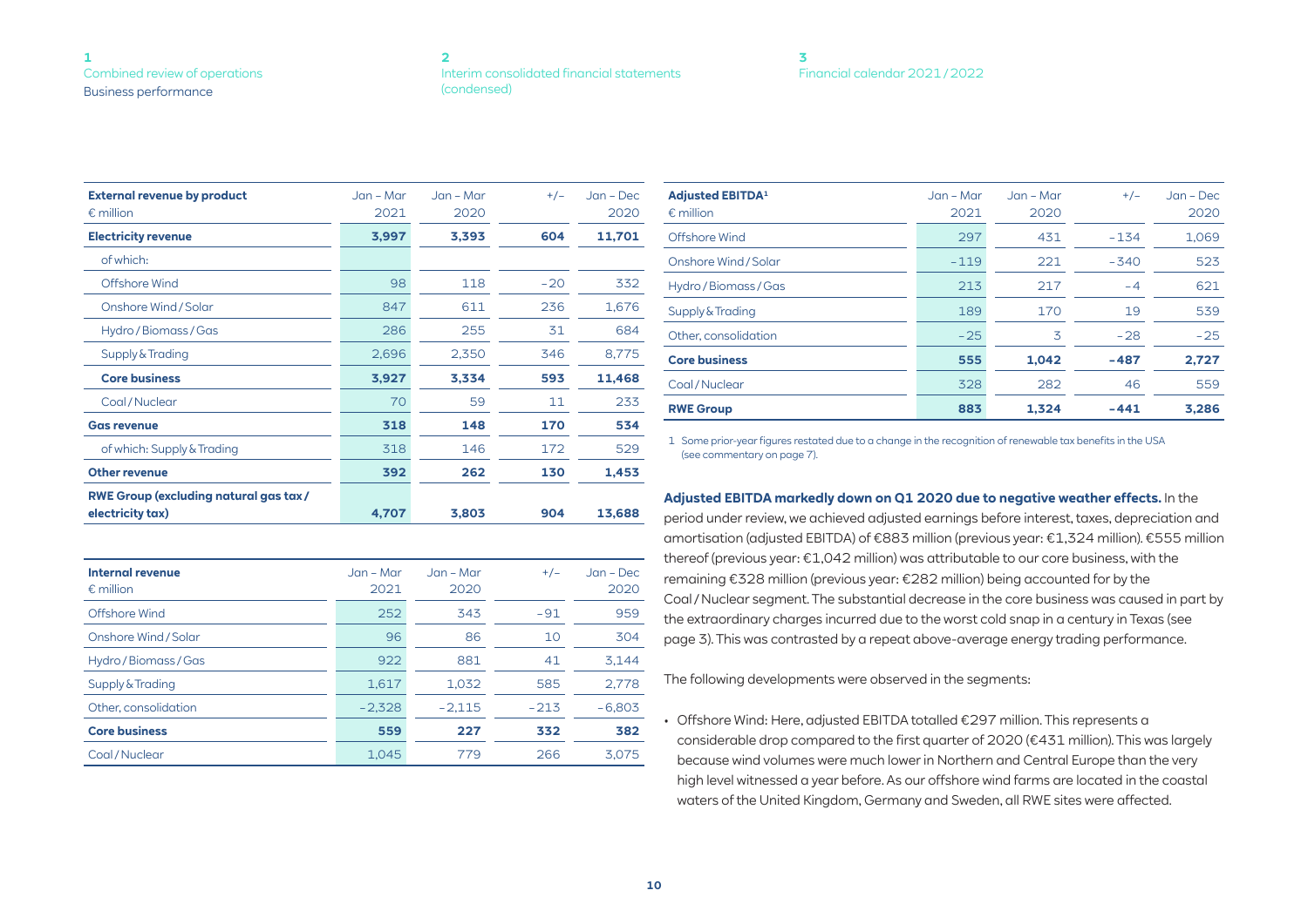| External revenue by product<br>€ million | Jan – Mar 2021 | Jan – Mar 2020 | +/– | Jan – Dec 2020 |
|---|---|---|---|---|
| **Electricity revenue** | **3,997** | **3,393** | **604** | **11,701** |
| of which: | | | | |
| Offshore Wind | 98 | 118 | –20 | 332 |
| Onshore Wind / Solar | 847 | 611 | 236 | 1,676 |
| Hydro / Biomass / Gas | 286 | 255 | 31 | 684 |
| Supply & Trading | 2,696 | 2,350 | 346 | 8,775 |
| **Core business** | **3,927** | **3,334** | **593** | **11,468** |
| Coal / Nuclear | 70 | 59 | 11 | 233 |
| **Gas revenue** | **318** | **148** | **170** | **534** |
| of which: Supply & Trading | 318 | 146 | 172 | 529 |
| **Other revenue** | **392** | **262** | **130** | **1,453** |
| **RWE Group (excluding natural gas tax / electricity tax)** | **4,707** | **3,803** | **904** | **13,688** |

| Internal revenue<br>€ million | Jan – Mar 2021 | Jan – Mar 2020 | +/– | Jan – Dec 2020 |
|---|---|---|---|---|
| Offshore Wind | 252 | 343 | –91 | 959 |
| Onshore Wind / Solar | 96 | 86 | 10 | 304 |
| Hydro / Biomass / Gas | 922 | 881 | 41 | 3,144 |
| Supply & Trading | 1,617 | 1,032 | 585 | 2,778 |
| Other, consolidation | –2,328 | –2,115 | –213 | –6,803 |
| **Core business** | **559** | **227** | **332** | **382** |
| Coal / Nuclear | 1,045 | 779 | 266 | 3,075 |

| Adjusted EBITDA[1]<br>€ million | Jan – Mar 2021 | Jan – Mar 2020 | +/– | Jan – Dec 2020 |
|---|---|---|---|---|
| Offshore Wind | 297 | 431 | –134 | 1,069 |
| Onshore Wind / Solar | –119 | 221 | –340 | 523 |
| Hydro / Biomass / Gas | 213 | 217 | –4 | 621 |
| Supply & Trading | 189 | 170 | 19 | 539 |
| Other, consolidation | –25 | 3 | –28 | –25 |
| **Core business** | **555** | **1,042** | **–487** | **2,727** |
| Coal / Nuclear | 328 | 282 | 46 | 559 |
| **RWE Group** | **883** | **1,324** | **–441** | **3,286** |

1 Some prior-year figures restated due to a change in the recognition of renewable tax benefits in the USA (see commentary on page 7).

**Adjusted EBITDA markedly down on Q1 2020 due to negative weather effects.** In the period under review, we achieved adjusted earnings before interest, taxes, depreciation and amortisation (adjusted EBITDA) of €883 million (previous year: €1,324 million). €555 million thereof (previous year: €1,042 million) was attributable to our core business, with the remaining €328 million (previous year: €282 million) being accounted for by the Coal / Nuclear segment. The substantial decrease in the core business was caused in part by the extraordinary charges incurred due to the worst cold snap in a century in Texas (see page 3). This was contrasted by a repeat above-average energy trading performance.

The following developments were observed in the segments:

- Offshore Wind: Here, adjusted EBITDA totalled €297 million. This represents a considerable drop compared to the first quarter of 2020 (€431 million). This was largely because wind volumes were much lower in Northern and Central Europe than the very high level witnessed a year before. As our offshore wind farms are located in the coastal waters of the United Kingdom, Germany and Sweden, all RWE sites were affected.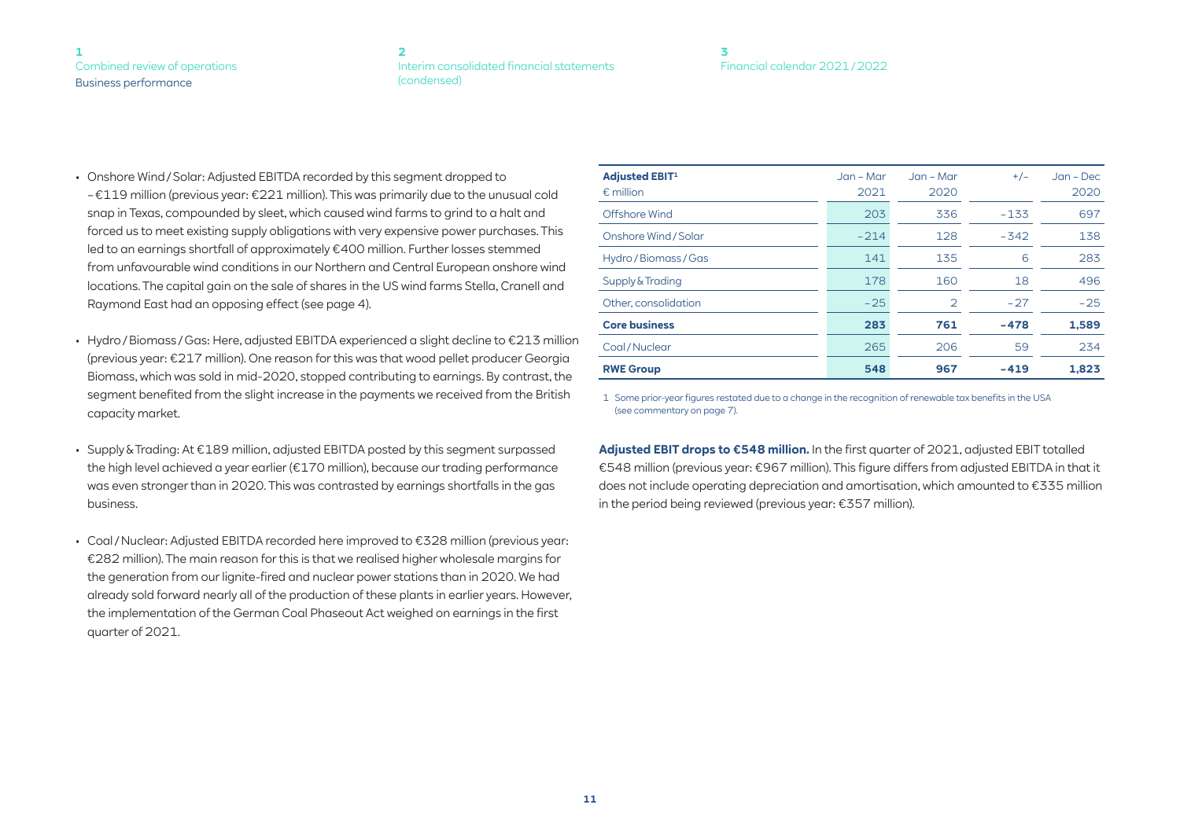- Onshore Wind / Solar: Adjusted EBITDA recorded by this segment dropped to −€119 million (previous year: €221 million). This was primarily due to the unusual cold snap in Texas, compounded by sleet, which caused wind farms to grind to a halt and forced us to meet existing supply obligations with very expensive power purchases. This led to an earnings shortfall of approximately €400 million. Further losses stemmed from unfavourable wind conditions in our Northern and Central European onshore wind locations. The capital gain on the sale of shares in the US wind farms Stella, Cranell and Raymond East had an opposing effect (see page 4).

- Hydro / Biomass / Gas: Here, adjusted EBITDA experienced a slight decline to €213 million (previous year: €217 million). One reason for this was that wood pellet producer Georgia Biomass, which was sold in mid-2020, stopped contributing to earnings. By contrast, the segment benefited from the slight increase in the payments we received from the British capacity market.

- Supply & Trading: At €189 million, adjusted EBITDA posted by this segment surpassed the high level achieved a year earlier (€170 million), because our trading performance was even stronger than in 2020. This was contrasted by earnings shortfalls in the gas business.

- Coal / Nuclear: Adjusted EBITDA recorded here improved to €328 million (previous year: €282 million). The main reason for this is that we realised higher wholesale margins for the generation from our lignite-fired and nuclear power stations than in 2020. We had already sold forward nearly all of the production of these plants in earlier years. However, the implementation of the German Coal Phaseout Act weighed on earnings in the first quarter of 2021.

| **Adjusted EBIT**[1] € million | Jan – Mar 2021 | Jan – Mar 2020 | +/– | Jan – Dec 2020 |
|---|---|---|---|---|
| Offshore Wind | 203 | 336 | −133 | 697 |
| Onshore Wind / Solar | −214 | 128 | −342 | 138 |
| Hydro / Biomass / Gas | 141 | 135 | 6 | 283 |
| Supply & Trading | 178 | 160 | 18 | 496 |
| Other, consolidation | −25 | 2 | −27 | −25 |
| **Core business** | **283** | **761** | **−478** | **1,589** |
| Coal / Nuclear | 265 | 206 | 59 | 234 |
| **RWE Group** | **548** | **967** | **−419** | **1,823** |

1 Some prior-year figures restated due to a change in the recognition of renewable tax benefits in the USA (see commentary on page 7).

**Adjusted EBIT drops to €548 million.** In the first quarter of 2021, adjusted EBIT totalled €548 million (previous year: €967 million). This figure differs from adjusted EBITDA in that it does not include operating depreciation and amortisation, which amounted to €335 million in the period being reviewed (previous year: €357 million).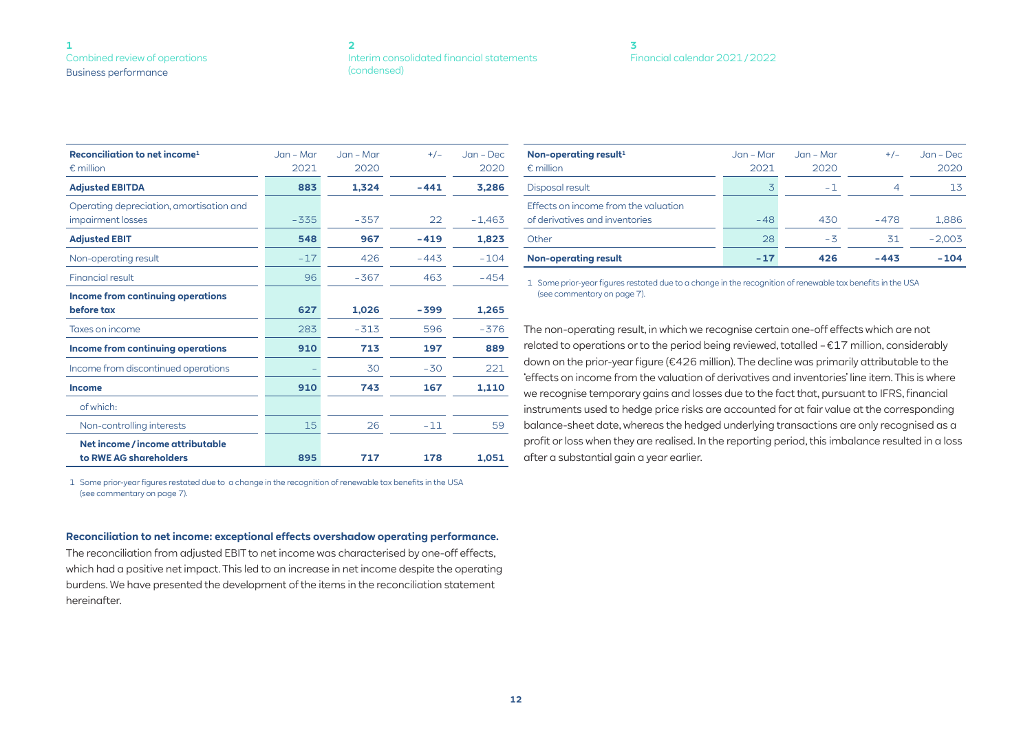| Reconciliation to net income[1]<br>€ million | Jan – Mar 2021 | Jan – Mar 2020 | +/– | Jan – Dec 2020 |
|---|---|---|---|---|
| **Adjusted EBITDA** | **883** | **1,324** | **–441** | **3,286** |
| Operating depreciation, amortisation and impairment losses | –335 | –357 | 22 | –1,463 |
| **Adjusted EBIT** | **548** | **967** | **–419** | **1,823** |
| Non-operating result | –17 | 426 | –443 | –104 |
| Financial result | 96 | –367 | 463 | –454 |
| **Income from continuing operations before tax** | **627** | **1,026** | **–399** | **1,265** |
| Taxes on income | 283 | –313 | 596 | –376 |
| **Income from continuing operations** | **910** | **713** | **197** | **889** |
| Income from discontinued operations | – | 30 | –30 | 221 |
| **Income** | **910** | **743** | **167** | **1,110** |
| of which: | | | | |
| Non-controlling interests | 15 | 26 | –11 | 59 |
| **Net income / income attributable to RWE AG shareholders** | **895** | **717** | **178** | **1,051** |

1 Some prior-year figures restated due to a change in the recognition of renewable tax benefits in the USA (see commentary on page 7).

**Reconciliation to net income: exceptional effects overshadow operating performance.** The reconciliation from adjusted EBIT to net income was characterised by one-off effects, which had a positive net impact. This led to an increase in net income despite the operating burdens. We have presented the development of the items in the reconciliation statement hereinafter.

| Non-operating result[1]<br>€ million | Jan – Mar 2021 | Jan – Mar 2020 | +/– | Jan – Dec 2020 |
|---|---|---|---|---|
| Disposal result | 3 | –1 | 4 | 13 |
| Effects on income from the valuation of derivatives and inventories | –48 | 430 | –478 | 1,886 |
| Other | 28 | –3 | 31 | –2,003 |
| **Non-operating result** | **–17** | **426** | **–443** | **–104** |

1 Some prior-year figures restated due to a change in the recognition of renewable tax benefits in the USA (see commentary on page 7).

The non-operating result, in which we recognise certain one-off effects which are not related to operations or to the period being reviewed, totalled –€17 million, considerably down on the prior-year figure (€426 million). The decline was primarily attributable to the 'effects on income from the valuation of derivatives and inventories' line item. This is where we recognise temporary gains and losses due to the fact that, pursuant to IFRS, financial instruments used to hedge price risks are accounted for at fair value at the corresponding balance-sheet date, whereas the hedged underlying transactions are only recognised as a profit or loss when they are realised. In the reporting period, this imbalance resulted in a loss after a substantial gain a year earlier.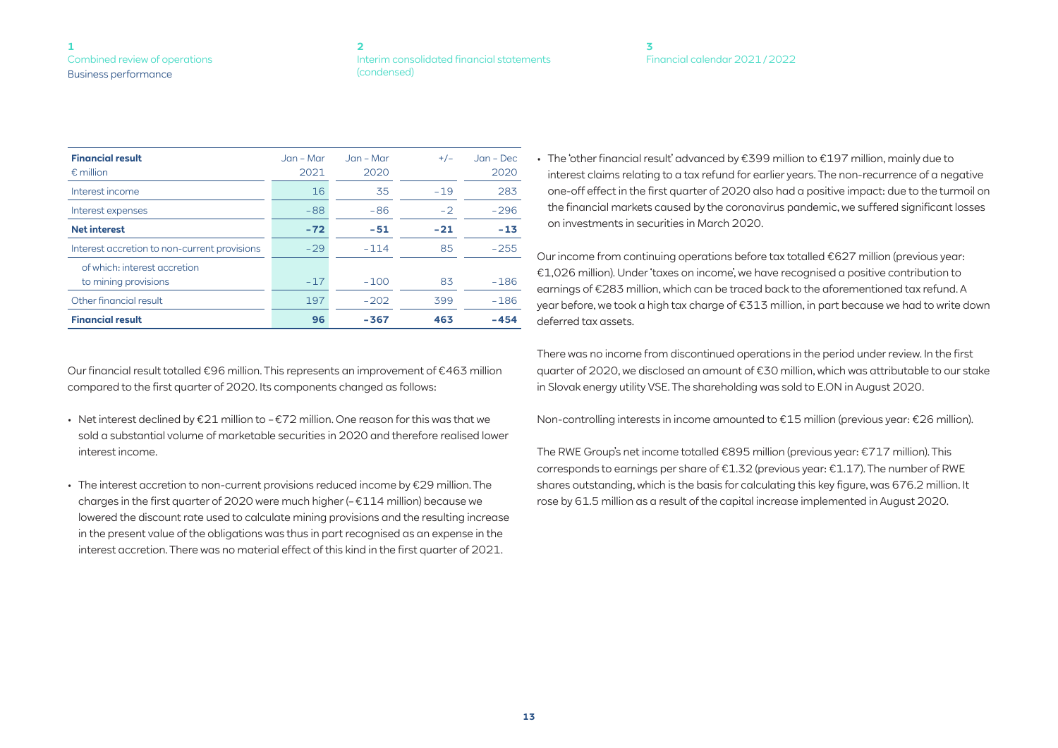| **Financial result**<br>€ million | Jan – Mar 2021 | Jan – Mar 2020 | +/– | Jan – Dec 2020 |
|---|---|---|---|---|
| Interest income | 16 | 35 | –19 | 283 |
| Interest expenses | –88 | –86 | –2 | –296 |
| **Net interest** | **–72** | **–51** | **–21** | **–13** |
| Interest accretion to non-current provisions | –29 | –114 | 85 | –255 |
| of which: interest accretion to mining provisions | –17 | –100 | 83 | –186 |
| Other financial result | 197 | –202 | 399 | –186 |
| **Financial result** | **96** | **–367** | **463** | **–454** |

Our financial result totalled €96 million. This represents an improvement of €463 million compared to the first quarter of 2020. Its components changed as follows:

- Net interest declined by €21 million to – €72 million. One reason for this was that we sold a substantial volume of marketable securities in 2020 and therefore realised lower interest income.
- The interest accretion to non-current provisions reduced income by €29 million. The charges in the first quarter of 2020 were much higher (– €114 million) because we lowered the discount rate used to calculate mining provisions and the resulting increase in the present value of the obligations was thus in part recognised as an expense in the interest accretion. There was no material effect of this kind in the first quarter of 2021.
- The 'other financial result' advanced by €399 million to €197 million, mainly due to interest claims relating to a tax refund for earlier years. The non-recurrence of a negative one-off effect in the first quarter of 2020 also had a positive impact: due to the turmoil on the financial markets caused by the coronavirus pandemic, we suffered significant losses on investments in securities in March 2020.

Our income from continuing operations before tax totalled €627 million (previous year: €1,026 million). Under 'taxes on income', we have recognised a positive contribution to earnings of €283 million, which can be traced back to the aforementioned tax refund. A year before, we took a high tax charge of €313 million, in part because we had to write down deferred tax assets.

There was no income from discontinued operations in the period under review. In the first quarter of 2020, we disclosed an amount of €30 million, which was attributable to our stake in Slovak energy utility VSE. The shareholding was sold to E.ON in August 2020.

Non-controlling interests in income amounted to €15 million (previous year: €26 million).

The RWE Group's net income totalled €895 million (previous year: €717 million). This corresponds to earnings per share of €1.32 (previous year: €1.17). The number of RWE shares outstanding, which is the basis for calculating this key figure, was 676.2 million. It rose by 61.5 million as a result of the capital increase implemented in August 2020.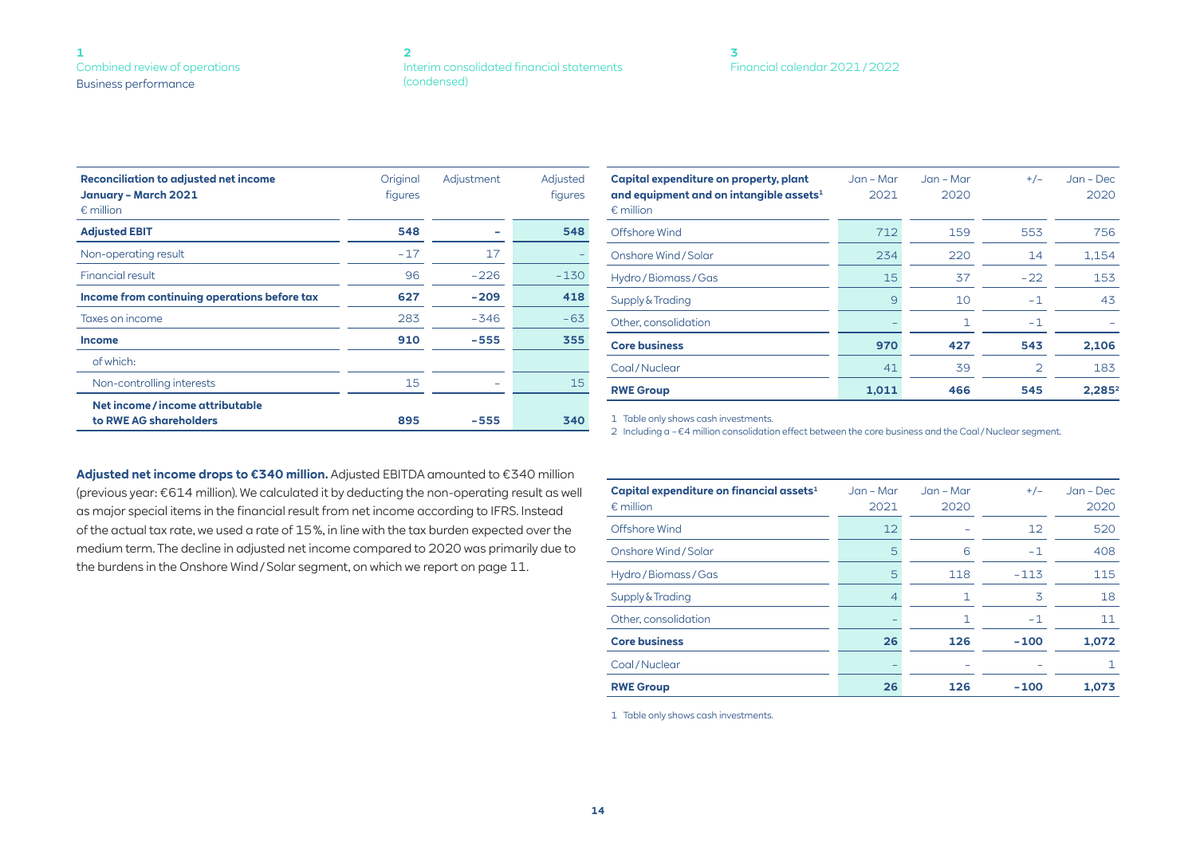| Reconciliation to adjusted net income January – March 2021 € million | Original figures | Adjustment | Adjusted figures |
|---|---|---|---|
| **Adjusted EBIT** | **548** | **–** | **548** |
| Non-operating result | −17 | 17 | – |
| Financial result | 96 | −226 | −130 |
| **Income from continuing operations before tax** | **627** | **−209** | **418** |
| Taxes on income | 283 | −346 | −63 |
| **Income** | **910** | **−555** | **355** |
| of which: | | | |
| Non-controlling interests | 15 | – | 15 |
| **Net income / income attributable to RWE AG shareholders** | **895** | **−555** | **340** |

**Adjusted net income drops to €340 million.** Adjusted EBITDA amounted to €340 million (previous year: €614 million). We calculated it by deducting the non-operating result as well as major special items in the financial result from net income according to IFRS. Instead of the actual tax rate, we used a rate of 15%, in line with the tax burden expected over the medium term. The decline in adjusted net income compared to 2020 was primarily due to the burdens in the Onshore Wind / Solar segment, on which we report on page 11.

| Capital expenditure on property, plant and equipment and on intangible assets[1] € million | Jan – Mar 2021 | Jan – Mar 2020 | +/− | Jan – Dec 2020 |
|---|---|---|---|---|
| Offshore Wind | 712 | 159 | 553 | 756 |
| Onshore Wind / Solar | 234 | 220 | 14 | 1,154 |
| Hydro / Biomass / Gas | 15 | 37 | −22 | 153 |
| Supply & Trading | 9 | 10 | −1 | 43 |
| Other, consolidation | – | 1 | −1 | – |
| **Core business** | **970** | **427** | **543** | **2,106** |
| Coal / Nuclear | 41 | 39 | 2 | 183 |
| **RWE Group** | **1,011** | **466** | **545** | **2,285**[2] |

1 Table only shows cash investments.
2 Including a −€4 million consolidation effect between the core business and the Coal / Nuclear segment.

| Capital expenditure on financial assets[1] € million | Jan – Mar 2021 | Jan – Mar 2020 | +/− | Jan – Dec 2020 |
|---|---|---|---|---|
| Offshore Wind | 12 | – | 12 | 520 |
| Onshore Wind / Solar | 5 | 6 | −1 | 408 |
| Hydro / Biomass / Gas | 5 | 118 | −113 | 115 |
| Supply & Trading | 4 | 1 | 3 | 18 |
| Other, consolidation | – | 1 | −1 | 11 |
| **Core business** | **26** | **126** | **−100** | **1,072** |
| Coal / Nuclear | – | – | – | 1 |
| **RWE Group** | **26** | **126** | **−100** | **1,073** |

1 Table only shows cash investments.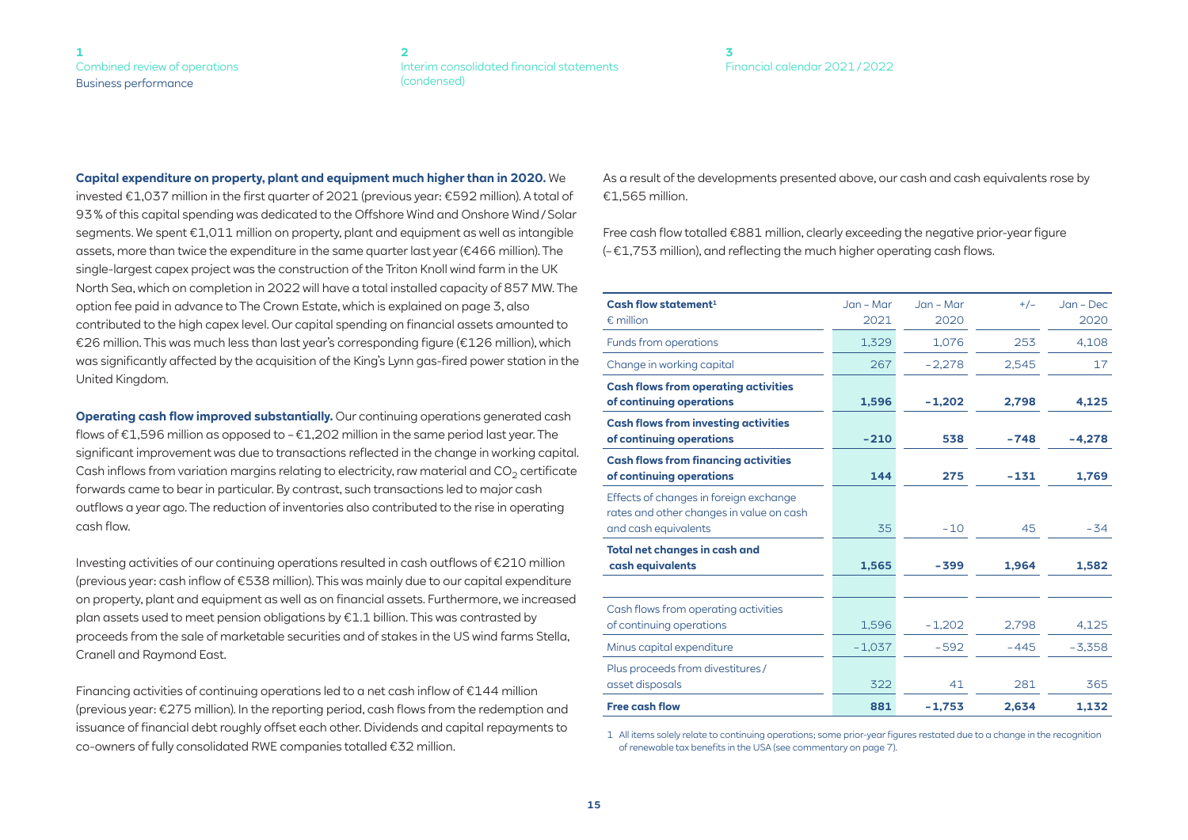**Capital expenditure on property, plant and equipment much higher than in 2020.** We invested €1,037 million in the first quarter of 2021 (previous year: €592 million). A total of 93 % of this capital spending was dedicated to the Offshore Wind and Onshore Wind / Solar segments. We spent €1,011 million on property, plant and equipment as well as intangible assets, more than twice the expenditure in the same quarter last year (€466 million). The single-largest capex project was the construction of the Triton Knoll wind farm in the UK North Sea, which on completion in 2022 will have a total installed capacity of 857 MW. The option fee paid in advance to The Crown Estate, which is explained on page 3, also contributed to the high capex level. Our capital spending on financial assets amounted to €26 million. This was much less than last year's corresponding figure (€126 million), which was significantly affected by the acquisition of the King's Lynn gas-fired power station in the United Kingdom.

**Operating cash flow improved substantially.** Our continuing operations generated cash flows of €1,596 million as opposed to – €1,202 million in the same period last year. The significant improvement was due to transactions reflected in the change in working capital. Cash inflows from variation margins relating to electricity, raw material and $CO_2$ certificate forwards came to bear in particular. By contrast, such transactions led to major cash outflows a year ago. The reduction of inventories also contributed to the rise in operating cash flow.

Investing activities of our continuing operations resulted in cash outflows of €210 million (previous year: cash inflow of €538 million). This was mainly due to our capital expenditure on property, plant and equipment as well as on financial assets. Furthermore, we increased plan assets used to meet pension obligations by €1.1 billion. This was contrasted by proceeds from the sale of marketable securities and of stakes in the US wind farms Stella, Cranell and Raymond East.

Financing activities of continuing operations led to a net cash inflow of €144 million (previous year: €275 million). In the reporting period, cash flows from the redemption and issuance of financial debt roughly offset each other. Dividends and capital repayments to co-owners of fully consolidated RWE companies totalled €32 million.

As a result of the developments presented above, our cash and cash equivalents rose by €1,565 million.

Free cash flow totalled €881 million, clearly exceeding the negative prior-year figure (– €1,753 million), and reflecting the much higher operating cash flows.

| **Cash flow statement**[1] € million | Jan – Mar 2021 | Jan – Mar 2020 | +/– | Jan – Dec 2020 |
|---|---|---|---|---|
| Funds from operations | 1,329 | 1,076 | 253 | 4,108 |
| Change in working capital | 267 | – 2,278 | 2,545 | 17 |
| **Cash flows from operating activities of continuing operations** | **1,596** | **– 1,202** | **2,798** | **4,125** |
| **Cash flows from investing activities of continuing operations** | **– 210** | **538** | **– 748** | **– 4,278** |
| **Cash flows from financing activities of continuing operations** | **144** | **275** | **– 131** | **1,769** |
| Effects of changes in foreign exchange rates and other changes in value on cash and cash equivalents | 35 | – 10 | 45 | – 34 |
| **Total net changes in cash and cash equivalents** | **1,565** | **– 399** | **1,964** | **1,582** |
| | | | | |
| Cash flows from operating activities of continuing operations | 1,596 | – 1,202 | 2,798 | 4,125 |
| Minus capital expenditure | – 1,037 | – 592 | – 445 | – 3,358 |
| Plus proceeds from divestitures / asset disposals | 322 | 41 | 281 | 365 |
| **Free cash flow** | **881** | **– 1,753** | **2,634** | **1,132** |

1 All items solely relate to continuing operations; some prior-year figures restated due to a change in the recognition of renewable tax benefits in the USA (see commentary on page 7).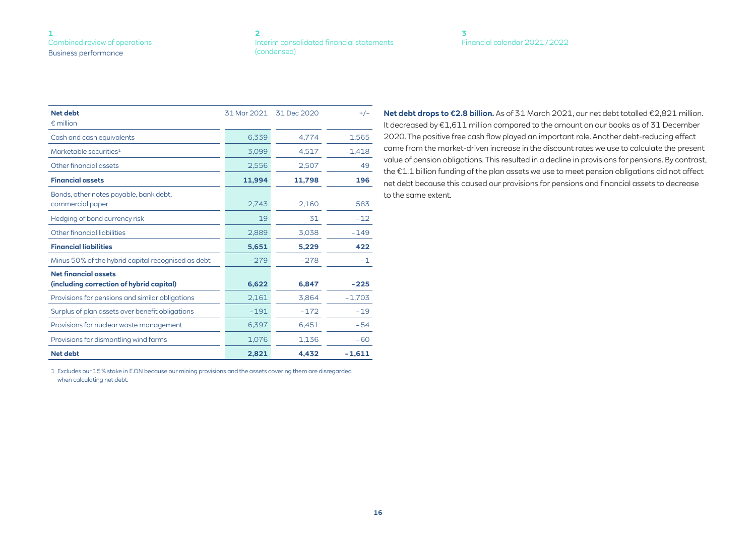| Net debt<br>€ million | 31 Mar 2021 | 31 Dec 2020 | +/– |
|---|---|---|---|
| Cash and cash equivalents | 6,339 | 4,774 | 1,565 |
| Marketable securities[1] | 3,099 | 4,517 | –1,418 |
| Other financial assets | 2,556 | 2,507 | 49 |
| **Financial assets** | **11,994** | **11,798** | **196** |
| Bonds, other notes payable, bank debt, commercial paper | 2,743 | 2,160 | 583 |
| Hedging of bond currency risk | 19 | 31 | –12 |
| Other financial liabilities | 2,889 | 3,038 | –149 |
| **Financial liabilities** | **5,651** | **5,229** | **422** |
| Minus 50% of the hybrid capital recognised as debt | –279 | –278 | –1 |
| **Net financial assets (including correction of hybrid capital)** | **6,622** | **6,847** | **–225** |
| Provisions for pensions and similar obligations | 2,161 | 3,864 | –1,703 |
| Surplus of plan assets over benefit obligations | –191 | –172 | –19 |
| Provisions for nuclear waste management | 6,397 | 6,451 | –54 |
| Provisions for dismantling wind farms | 1,076 | 1,136 | –60 |
| **Net debt** | **2,821** | **4,432** | **–1,611** |

1 Excludes our 15% stake in E.ON because our mining provisions and the assets covering them are disregarded when calculating net debt.

**Net debt drops to €2.8 billion.** As of 31 March 2021, our net debt totalled €2,821 million. It decreased by €1,611 million compared to the amount on our books as of 31 December 2020. The positive free cash flow played an important role. Another debt-reducing effect came from the market-driven increase in the discount rates we use to calculate the present value of pension obligations. This resulted in a decline in provisions for pensions. By contrast, the €1.1 billion funding of the plan assets we use to meet pension obligations did not affect net debt because this caused our provisions for pensions and financial assets to decrease to the same extent.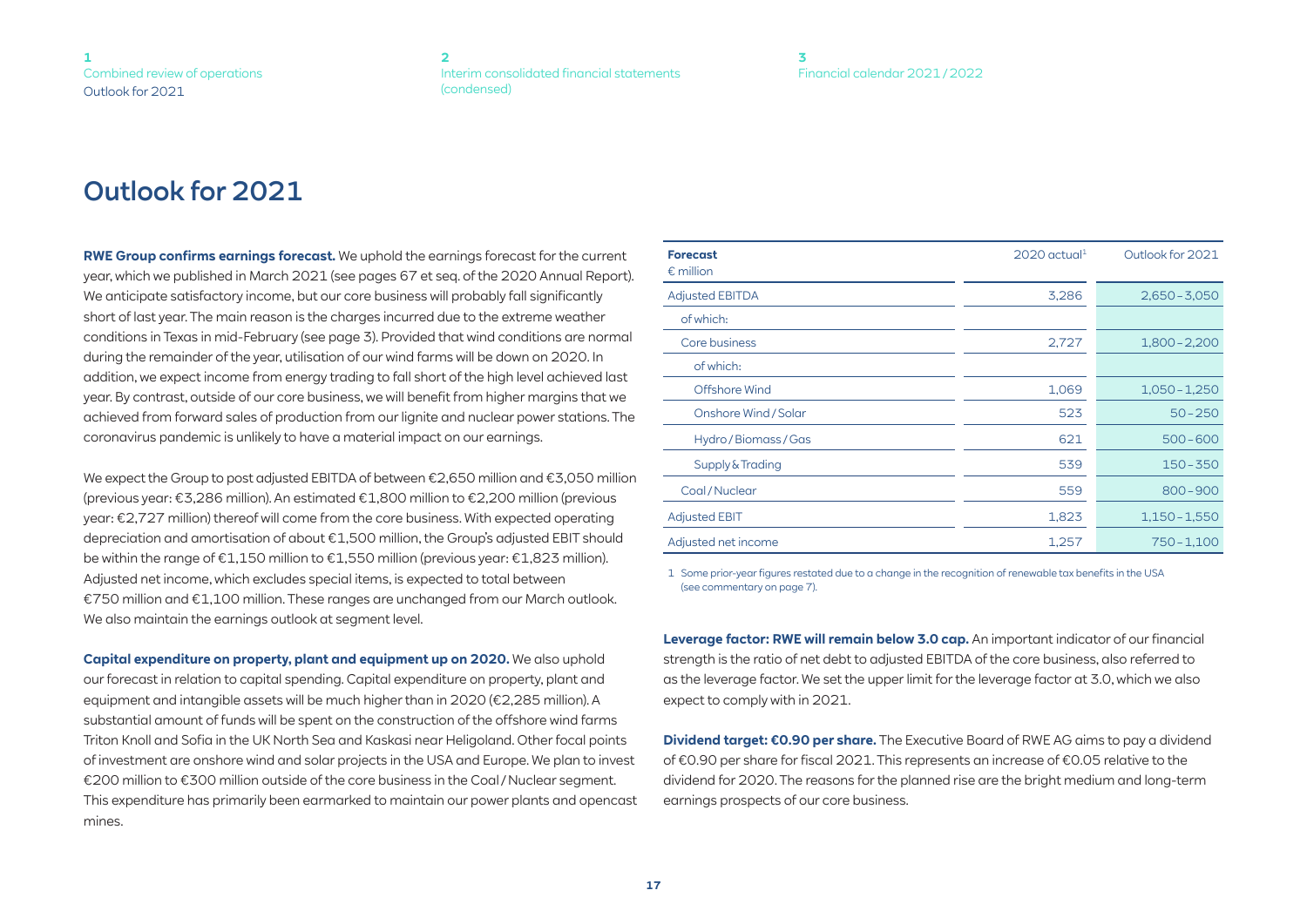# Outlook for 2021

**RWE Group confirms earnings forecast.** We uphold the earnings forecast for the current year, which we published in March 2021 (see pages 67 et seq. of the 2020 Annual Report). We anticipate satisfactory income, but our core business will probably fall significantly short of last year. The main reason is the charges incurred due to the extreme weather conditions in Texas in mid-February (see page 3). Provided that wind conditions are normal during the remainder of the year, utilisation of our wind farms will be down on 2020. In addition, we expect income from energy trading to fall short of the high level achieved last year. By contrast, outside of our core business, we will benefit from higher margins that we achieved from forward sales of production from our lignite and nuclear power stations. The coronavirus pandemic is unlikely to have a material impact on our earnings.

We expect the Group to post adjusted EBITDA of between €2,650 million and €3,050 million (previous year: €3,286 million). An estimated €1,800 million to €2,200 million (previous year: €2,727 million) thereof will come from the core business. With expected operating depreciation and amortisation of about €1,500 million, the Group's adjusted EBIT should be within the range of €1,150 million to €1,550 million (previous year: €1,823 million). Adjusted net income, which excludes special items, is expected to total between €750 million and €1,100 million. These ranges are unchanged from our March outlook. We also maintain the earnings outlook at segment level.

**Capital expenditure on property, plant and equipment up on 2020.** We also uphold our forecast in relation to capital spending. Capital expenditure on property, plant and equipment and intangible assets will be much higher than in 2020 (€2,285 million). A substantial amount of funds will be spent on the construction of the offshore wind farms Triton Knoll and Sofia in the UK North Sea and Kaskasi near Heligoland. Other focal points of investment are onshore wind and solar projects in the USA and Europe. We plan to invest €200 million to €300 million outside of the core business in the Coal / Nuclear segment. This expenditure has primarily been earmarked to maintain our power plants and opencast mines.

| **Forecast**<br>€ million | 2020 actual[1] | Outlook for 2021 |
|---|---|---|
| Adjusted EBITDA | 3,286 | 2,650 – 3,050 |
| of which: | | |
| Core business | 2,727 | 1,800 – 2,200 |
| of which: | | |
| Offshore Wind | 1,069 | 1,050 – 1,250 |
| Onshore Wind / Solar | 523 | 50 – 250 |
| Hydro / Biomass / Gas | 621 | 500 – 600 |
| Supply & Trading | 539 | 150 – 350 |
| Coal / Nuclear | 559 | 800 – 900 |
| Adjusted EBIT | 1,823 | 1,150 – 1,550 |
| Adjusted net income | 1,257 | 750 – 1,100 |

1 Some prior-year figures restated due to a change in the recognition of renewable tax benefits in the USA (see commentary on page 7).

**Leverage factor: RWE will remain below 3.0 cap.** An important indicator of our financial strength is the ratio of net debt to adjusted EBITDA of the core business, also referred to as the leverage factor. We set the upper limit for the leverage factor at 3.0, which we also expect to comply with in 2021.

**Dividend target: €0.90 per share.** The Executive Board of RWE AG aims to pay a dividend of €0.90 per share for fiscal 2021. This represents an increase of €0.05 relative to the dividend for 2020. The reasons for the planned rise are the bright medium and long-term earnings prospects of our core business.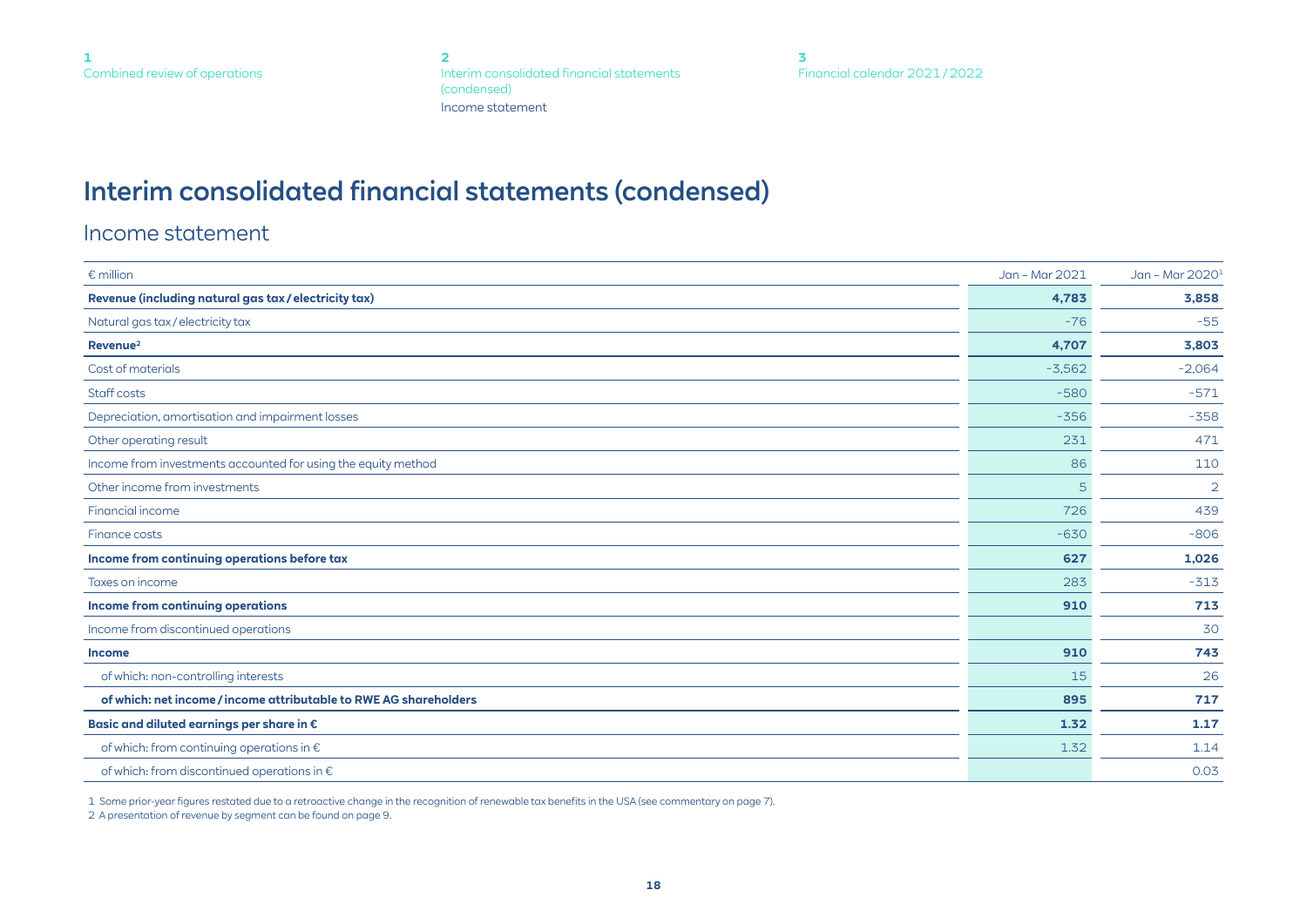# Interim consolidated financial statements (condensed)

## Income statement

| € million | Jan – Mar 2021 | Jan – Mar 2020[1] |
|---|---|---|
| **Revenue (including natural gas tax / electricity tax)** | **4,783** | **3,858** |
| Natural gas tax / electricity tax | -76 | -55 |
| **Revenue[2]** | **4,707** | **3,803** |
| Cost of materials | -3,562 | -2,064 |
| Staff costs | -580 | -571 |
| Depreciation, amortisation and impairment losses | -356 | -358 |
| Other operating result | 231 | 471 |
| Income from investments accounted for using the equity method | 86 | 110 |
| Other income from investments | 5 | 2 |
| Financial income | 726 | 439 |
| Finance costs | -630 | -806 |
| **Income from continuing operations before tax** | **627** | **1,026** |
| Taxes on income | 283 | -313 |
| **Income from continuing operations** | **910** | **713** |
| Income from discontinued operations | | 30 |
| **Income** | **910** | **743** |
| of which: non-controlling interests | 15 | 26 |
| **of which: net income / income attributable to RWE AG shareholders** | **895** | **717** |
| **Basic and diluted earnings per share in €** | **1.32** | **1.17** |
| of which: from continuing operations in € | 1.32 | 1.14 |
| of which: from discontinued operations in € | | 0.03 |

1 Some prior-year figures restated due to a retroactive change in the recognition of renewable tax benefits in the USA (see commentary on page 7).
2 A presentation of revenue by segment can be found on page 9.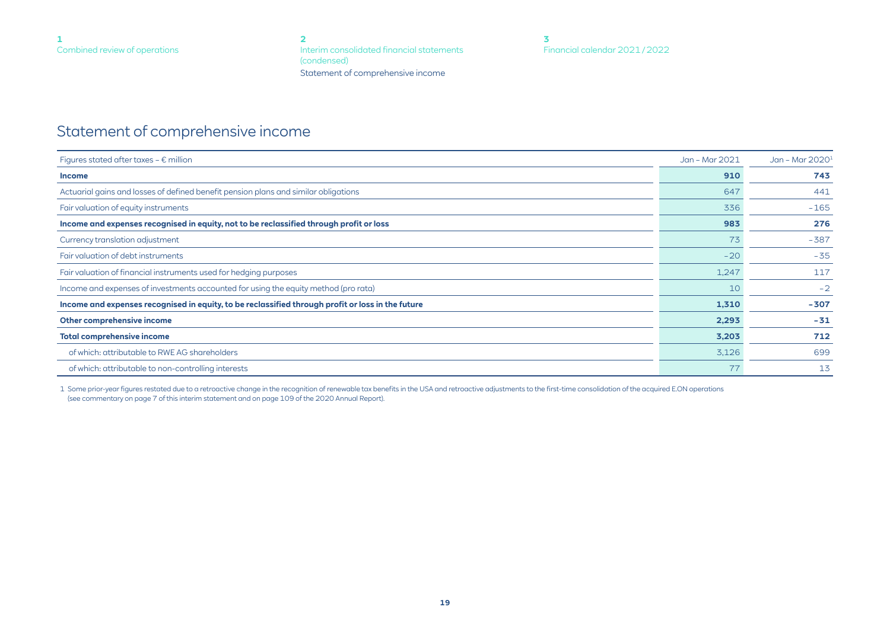# Statement of comprehensive income

| Figures stated after taxes – € million | Jan – Mar 2021 | Jan – Mar 2020[1] |
|---|---|---|
| **Income** | **910** | **743** |
| Actuarial gains and losses of defined benefit pension plans and similar obligations | 647 | 441 |
| Fair valuation of equity instruments | 336 | -165 |
| **Income and expenses recognised in equity, not to be reclassified through profit or loss** | **983** | **276** |
| Currency translation adjustment | 73 | -387 |
| Fair valuation of debt instruments | -20 | -35 |
| Fair valuation of financial instruments used for hedging purposes | 1,247 | 117 |
| Income and expenses of investments accounted for using the equity method (pro rata) | 10 | -2 |
| **Income and expenses recognised in equity, to be reclassified through profit or loss in the future** | **1,310** | **-307** |
| **Other comprehensive income** | **2,293** | **-31** |
| **Total comprehensive income** | **3,203** | **712** |
| of which: attributable to RWE AG shareholders | 3,126 | 699 |
| of which: attributable to non-controlling interests | 77 | 13 |

1 Some prior-year figures restated due to a retroactive change in the recognition of renewable tax benefits in the USA and retroactive adjustments to the first-time consolidation of the acquired E.ON operations (see commentary on page 7 of this interim statement and on page 109 of the 2020 Annual Report).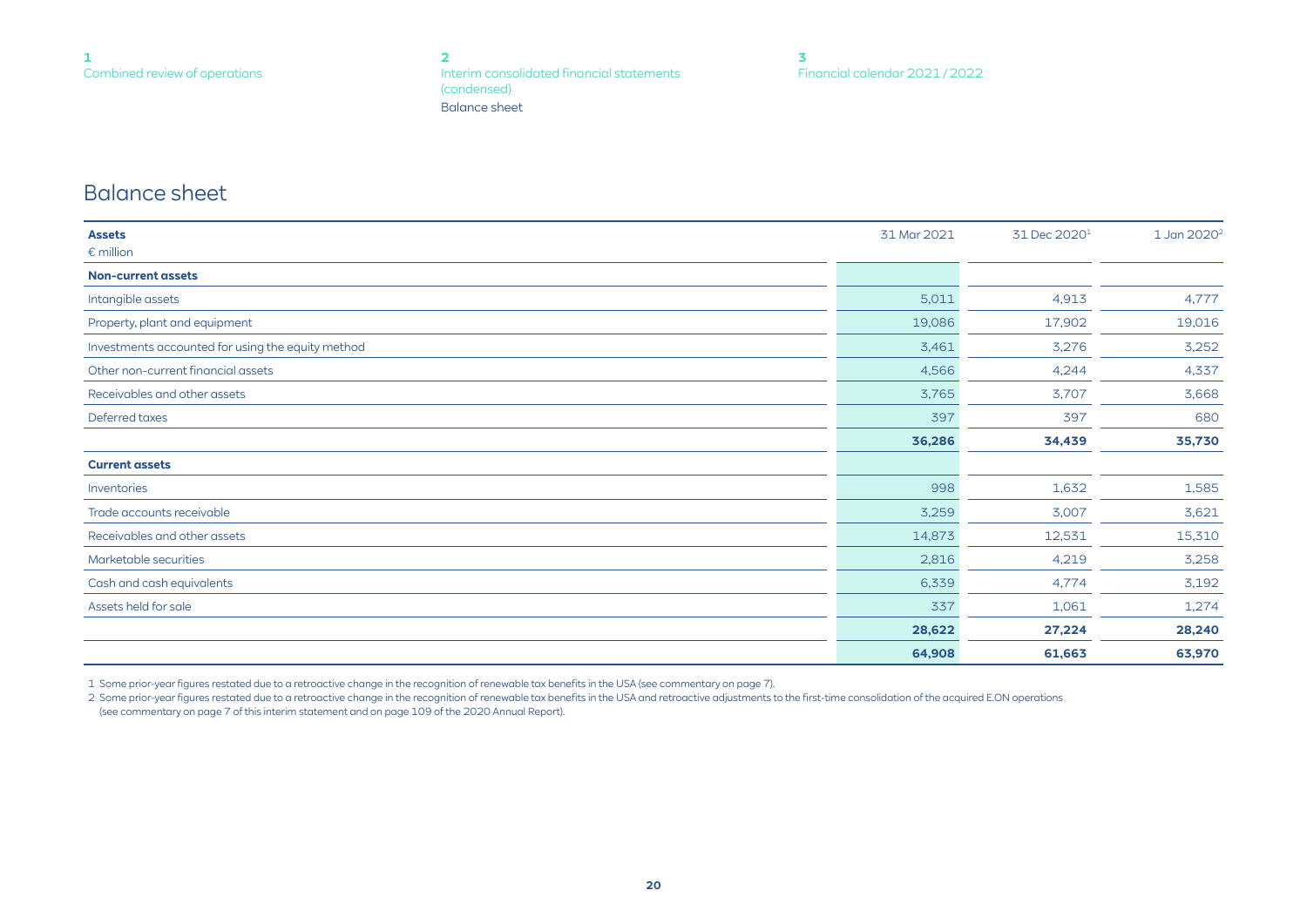# Balance sheet

| Assets<br>€ million | 31 Mar 2021 | 31 Dec 2020[1] | 1 Jan 2020[2] |
|---|---|---|---|
| **Non-current assets** | | | |
| Intangible assets | 5,011 | 4,913 | 4,777 |
| Property, plant and equipment | 19,086 | 17,902 | 19,016 |
| Investments accounted for using the equity method | 3,461 | 3,276 | 3,252 |
| Other non-current financial assets | 4,566 | 4,244 | 4,337 |
| Receivables and other assets | 3,765 | 3,707 | 3,668 |
| Deferred taxes | 397 | 397 | 680 |
| | **36,286** | **34,439** | **35,730** |
| **Current assets** | | | |
| Inventories | 998 | 1,632 | 1,585 |
| Trade accounts receivable | 3,259 | 3,007 | 3,621 |
| Receivables and other assets | 14,873 | 12,531 | 15,310 |
| Marketable securities | 2,816 | 4,219 | 3,258 |
| Cash and cash equivalents | 6,339 | 4,774 | 3,192 |
| Assets held for sale | 337 | 1,061 | 1,274 |
| | **28,622** | **27,224** | **28,240** |
| | **64,908** | **61,663** | **63,970** |

1 Some prior-year figures restated due to a retroactive change in the recognition of renewable tax benefits in the USA (see commentary on page 7).

2 Some prior-year figures restated due to a retroactive change in the recognition of renewable tax benefits in the USA and retroactive adjustments to the first-time consolidation of the acquired E.ON operations (see commentary on page 7 of this interim statement and on page 109 of the 2020 Annual Report).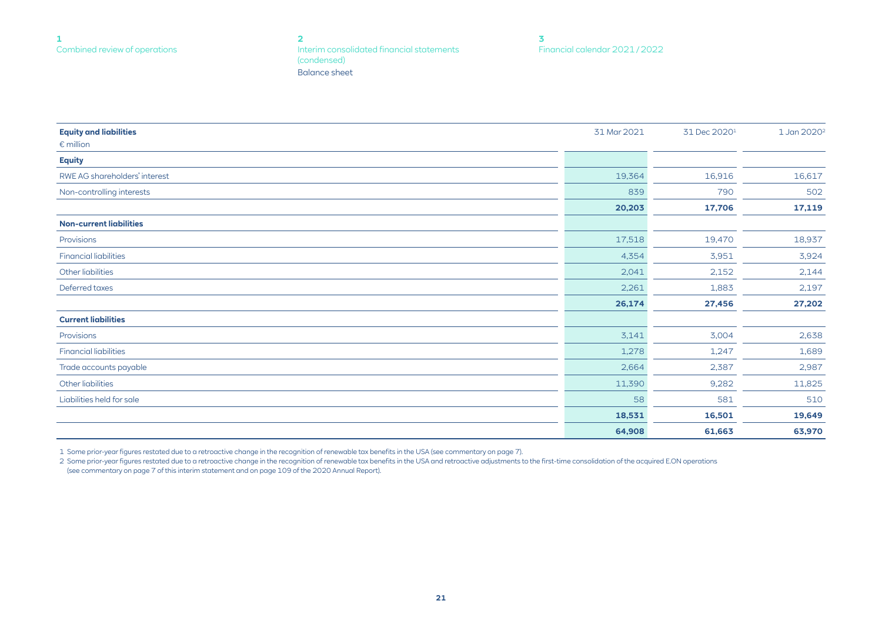| Equity and liabilities<br>€ million | 31 Mar 2021 | 31 Dec 2020[1] | 1 Jan 2020[2] |
|---|---|---|---|
| **Equity** | | | |
| RWE AG shareholders' interest | 19,364 | 16,916 | 16,617 |
| Non-controlling interests | 839 | 790 | 502 |
| | **20,203** | **17,706** | **17,119** |
| **Non-current liabilities** | | | |
| Provisions | 17,518 | 19,470 | 18,937 |
| Financial liabilities | 4,354 | 3,951 | 3,924 |
| Other liabilities | 2,041 | 2,152 | 2,144 |
| Deferred taxes | 2,261 | 1,883 | 2,197 |
| | **26,174** | **27,456** | **27,202** |
| **Current liabilities** | | | |
| Provisions | 3,141 | 3,004 | 2,638 |
| Financial liabilities | 1,278 | 1,247 | 1,689 |
| Trade accounts payable | 2,664 | 2,387 | 2,987 |
| Other liabilities | 11,390 | 9,282 | 11,825 |
| Liabilities held for sale | 58 | 581 | 510 |
| | **18,531** | **16,501** | **19,649** |
| | **64,908** | **61,663** | **63,970** |

1 Some prior-year figures restated due to a retroactive change in the recognition of renewable tax benefits in the USA (see commentary on page 7).

2 Some prior-year figures restated due to a retroactive change in the recognition of renewable tax benefits in the USA and retroactive adjustments to the first-time consolidation of the acquired E.ON operations (see commentary on page 7 of this interim statement and on page 109 of the 2020 Annual Report).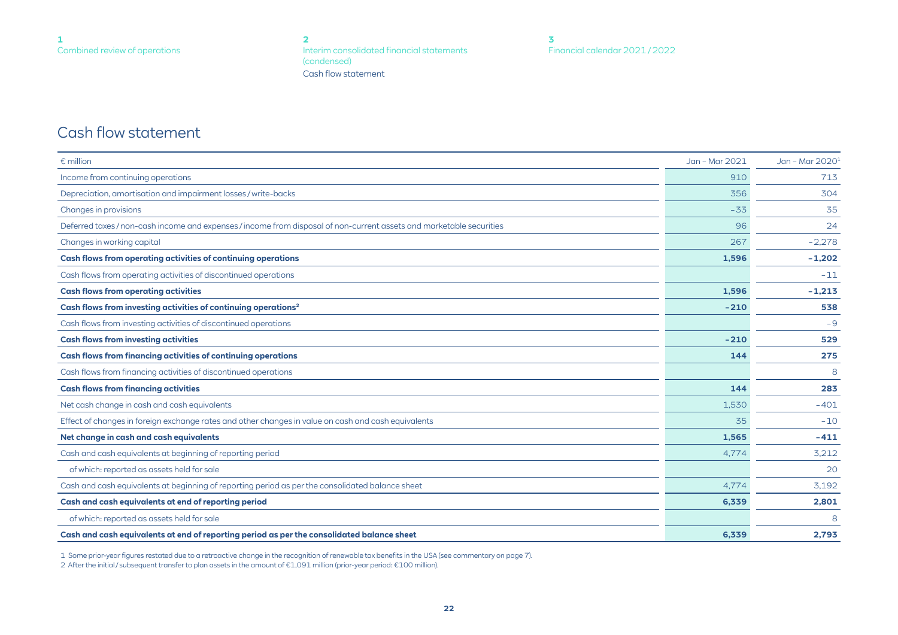# Cash flow statement

| € million | Jan – Mar 2021 | Jan – Mar 2020[1] |
|---|---|---|
| Income from continuing operations | 910 | 713 |
| Depreciation, amortisation and impairment losses / write-backs | 356 | 304 |
| Changes in provisions | –33 | 35 |
| Deferred taxes / non-cash income and expenses / income from disposal of non-current assets and marketable securities | 96 | 24 |
| Changes in working capital | 267 | –2,278 |
| **Cash flows from operating activities of continuing operations** | **1,596** | **–1,202** |
| Cash flows from operating activities of discontinued operations | | –11 |
| **Cash flows from operating activities** | **1,596** | **–1,213** |
| **Cash flows from investing activities of continuing operations[2]** | **–210** | **538** |
| Cash flows from investing activities of discontinued operations | | –9 |
| **Cash flows from investing activities** | **–210** | **529** |
| **Cash flows from financing activities of continuing operations** | **144** | **275** |
| Cash flows from financing activities of discontinued operations | | 8 |
| **Cash flows from financing activities** | **144** | **283** |
| Net cash change in cash and cash equivalents | 1,530 | –401 |
| Effect of changes in foreign exchange rates and other changes in value on cash and cash equivalents | 35 | –10 |
| **Net change in cash and cash equivalents** | **1,565** | **–411** |
| Cash and cash equivalents at beginning of reporting period | 4,774 | 3,212 |
| of which: reported as assets held for sale | | 20 |
| Cash and cash equivalents at beginning of reporting period as per the consolidated balance sheet | 4,774 | 3,192 |
| **Cash and cash equivalents at end of reporting period** | **6,339** | **2,801** |
| of which: reported as assets held for sale | | 8 |
| **Cash and cash equivalents at end of reporting period as per the consolidated balance sheet** | **6,339** | **2,793** |

1 Some prior-year figures restated due to a retroactive change in the recognition of renewable tax benefits in the USA (see commentary on page 7).

2 After the initial / subsequent transfer to plan assets in the amount of €1,091 million (prior-year period: €100 million).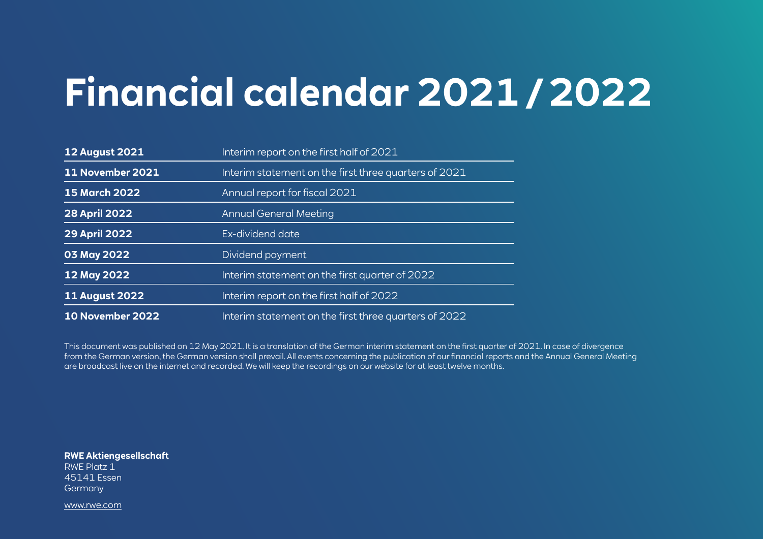# Financial calendar 2021 / 2022

| | |
|---|---|
| **12 August 2021** | Interim report on the first half of 2021 |
| **11 November 2021** | Interim statement on the first three quarters of 2021 |
| **15 March 2022** | Annual report for fiscal 2021 |
| **28 April 2022** | Annual General Meeting |
| **29 April 2022** | Ex-dividend date |
| **03 May 2022** | Dividend payment |
| **12 May 2022** | Interim statement on the first quarter of 2022 |
| **11 August 2022** | Interim report on the first half of 2022 |
| **10 November 2022** | Interim statement on the first three quarters of 2022 |

This document was published on 12 May 2021. It is a translation of the German interim statement on the first quarter of 2021. In case of divergence from the German version, the German version shall prevail. All events concerning the publication of our financial reports and the Annual General Meeting are broadcast live on the internet and recorded. We will keep the recordings on our website for at least twelve months.

**RWE Aktiengesellschaft**
RWE Platz 1
45141 Essen
Germany

www.rwe.com